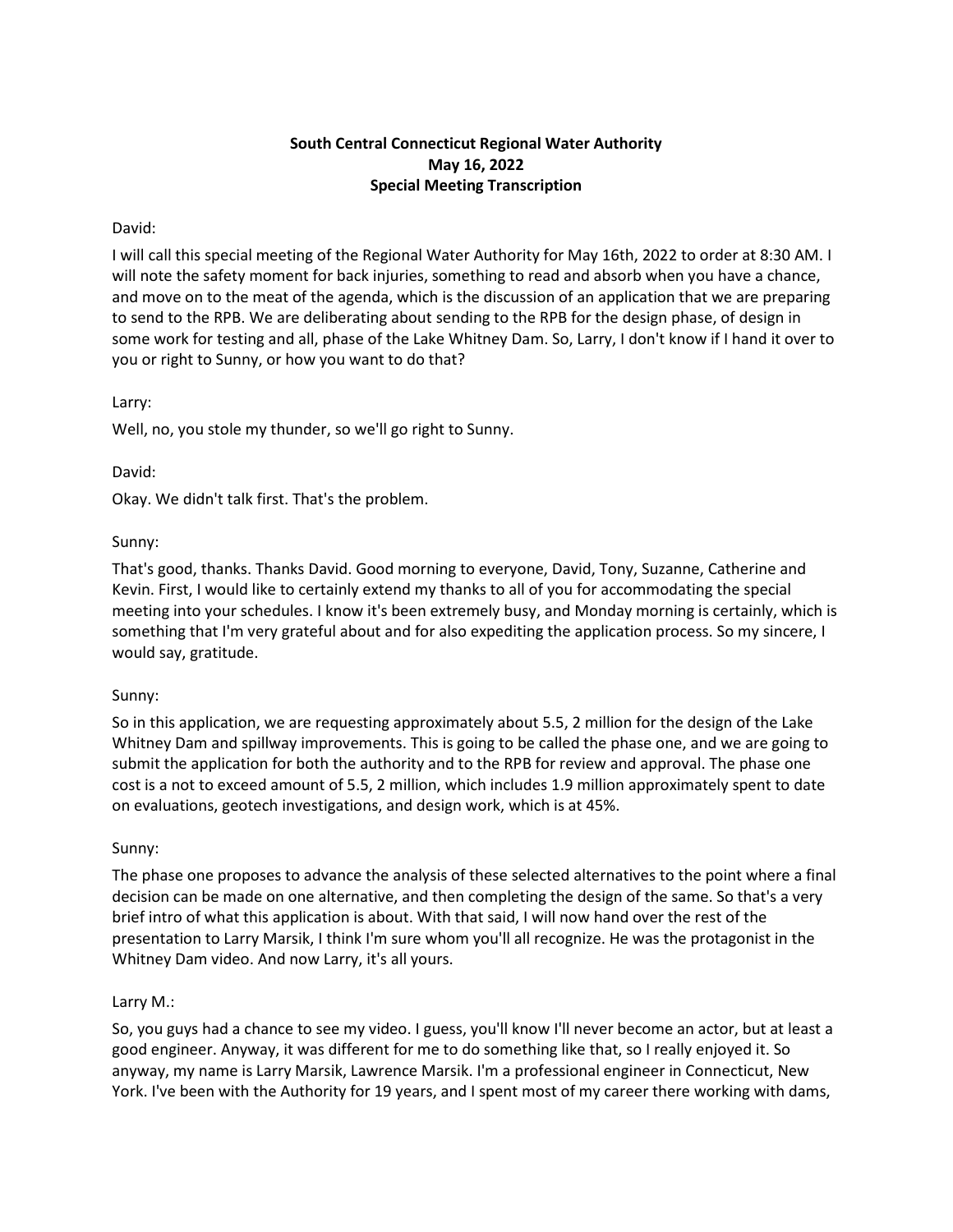**South Central Connecticut Regional Water Authority**
**May 16, 2022**
**Special Meeting Transcription**

David:

I will call this special meeting of the Regional Water Authority for May 16th, 2022 to order at 8:30 AM. I will note the safety moment for back injuries, something to read and absorb when you have a chance, and move on to the meat of the agenda, which is the discussion of an application that we are preparing to send to the RPB. We are deliberating about sending to the RPB for the design phase, of design in some work for testing and all, phase of the Lake Whitney Dam. So, Larry, I don't know if I hand it over to you or right to Sunny, or how you want to do that?

Larry:

Well, no, you stole my thunder, so we'll go right to Sunny.

David:

Okay. We didn't talk first. That's the problem.

Sunny:

That's good, thanks. Thanks David. Good morning to everyone, David, Tony, Suzanne, Catherine and Kevin. First, I would like to certainly extend my thanks to all of you for accommodating the special meeting into your schedules. I know it's been extremely busy, and Monday morning is certainly, which is something that I'm very grateful about and for also expediting the application process. So my sincere, I would say, gratitude.

Sunny:

So in this application, we are requesting approximately about 5.5, 2 million for the design of the Lake Whitney Dam and spillway improvements. This is going to be called the phase one, and we are going to submit the application for both the authority and to the RPB for review and approval. The phase one cost is a not to exceed amount of 5.5, 2 million, which includes 1.9 million approximately spent to date on evaluations, geotech investigations, and design work, which is at 45%.

Sunny:

The phase one proposes to advance the analysis of these selected alternatives to the point where a final decision can be made on one alternative, and then completing the design of the same. So that's a very brief intro of what this application is about. With that said, I will now hand over the rest of the presentation to Larry Marsik, I think I'm sure whom you'll all recognize. He was the protagonist in the Whitney Dam video. And now Larry, it's all yours.

Larry M.:

So, you guys had a chance to see my video. I guess, you'll know I'll never become an actor, but at least a good engineer. Anyway, it was different for me to do something like that, so I really enjoyed it. So anyway, my name is Larry Marsik, Lawrence Marsik. I'm a professional engineer in Connecticut, New York. I've been with the Authority for 19 years, and I spent most of my career there working with dams,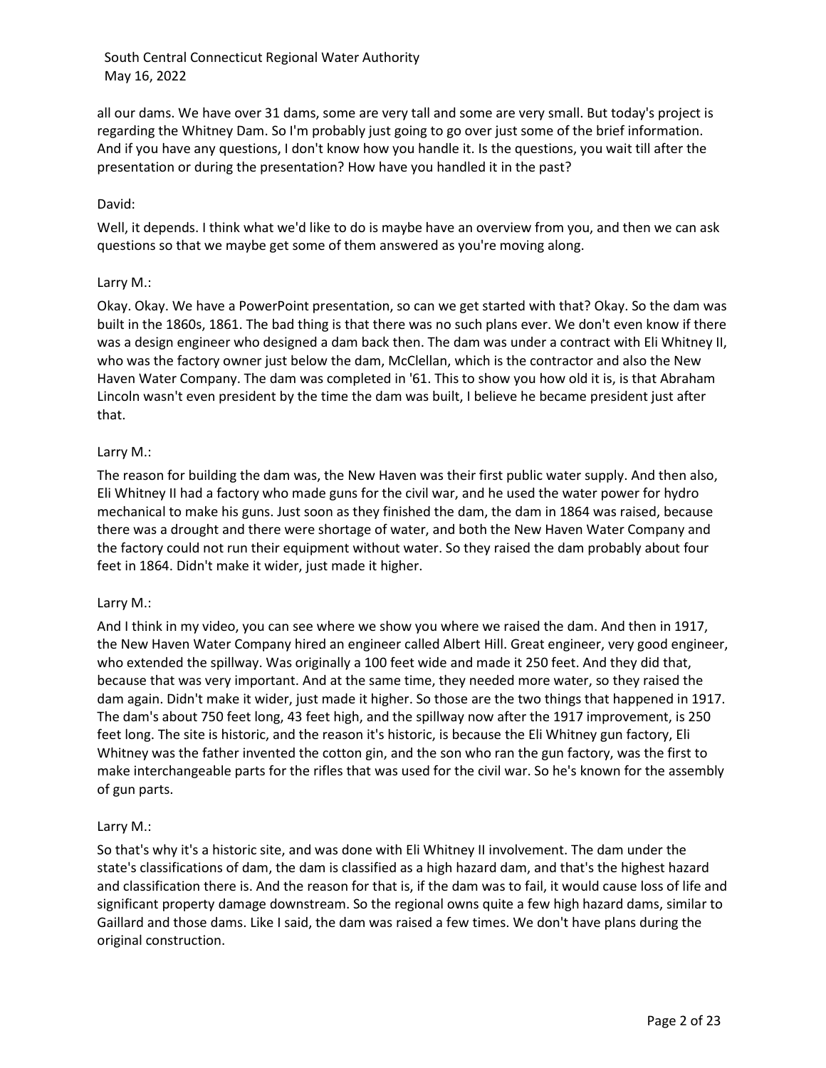all our dams. We have over 31 dams, some are very tall and some are very small. But today's project is regarding the Whitney Dam. So I'm probably just going to go over just some of the brief information. And if you have any questions, I don't know how you handle it. Is the questions, you wait till after the presentation or during the presentation? How have you handled it in the past?

David:

Well, it depends. I think what we'd like to do is maybe have an overview from you, and then we can ask questions so that we maybe get some of them answered as you're moving along.

Larry M.:

Okay. Okay. We have a PowerPoint presentation, so can we get started with that? Okay. So the dam was built in the 1860s, 1861. The bad thing is that there was no such plans ever. We don't even know if there was a design engineer who designed a dam back then. The dam was under a contract with Eli Whitney II, who was the factory owner just below the dam, McClellan, which is the contractor and also the New Haven Water Company. The dam was completed in '61. This to show you how old it is, is that Abraham Lincoln wasn't even president by the time the dam was built, I believe he became president just after that.

Larry M.:

The reason for building the dam was, the New Haven was their first public water supply. And then also, Eli Whitney II had a factory who made guns for the civil war, and he used the water power for hydro mechanical to make his guns. Just soon as they finished the dam, the dam in 1864 was raised, because there was a drought and there were shortage of water, and both the New Haven Water Company and the factory could not run their equipment without water. So they raised the dam probably about four feet in 1864. Didn't make it wider, just made it higher.

Larry M.:

And I think in my video, you can see where we show you where we raised the dam. And then in 1917, the New Haven Water Company hired an engineer called Albert Hill. Great engineer, very good engineer, who extended the spillway. Was originally a 100 feet wide and made it 250 feet. And they did that, because that was very important. And at the same time, they needed more water, so they raised the dam again. Didn't make it wider, just made it higher. So those are the two things that happened in 1917. The dam's about 750 feet long, 43 feet high, and the spillway now after the 1917 improvement, is 250 feet long. The site is historic, and the reason it's historic, is because the Eli Whitney gun factory, Eli Whitney was the father invented the cotton gin, and the son who ran the gun factory, was the first to make interchangeable parts for the rifles that was used for the civil war. So he's known for the assembly of gun parts.

Larry M.:

So that's why it's a historic site, and was done with Eli Whitney II involvement. The dam under the state's classifications of dam, the dam is classified as a high hazard dam, and that's the highest hazard and classification there is. And the reason for that is, if the dam was to fail, it would cause loss of life and significant property damage downstream. So the regional owns quite a few high hazard dams, similar to Gaillard and those dams. Like I said, the dam was raised a few times. We don't have plans during the original construction.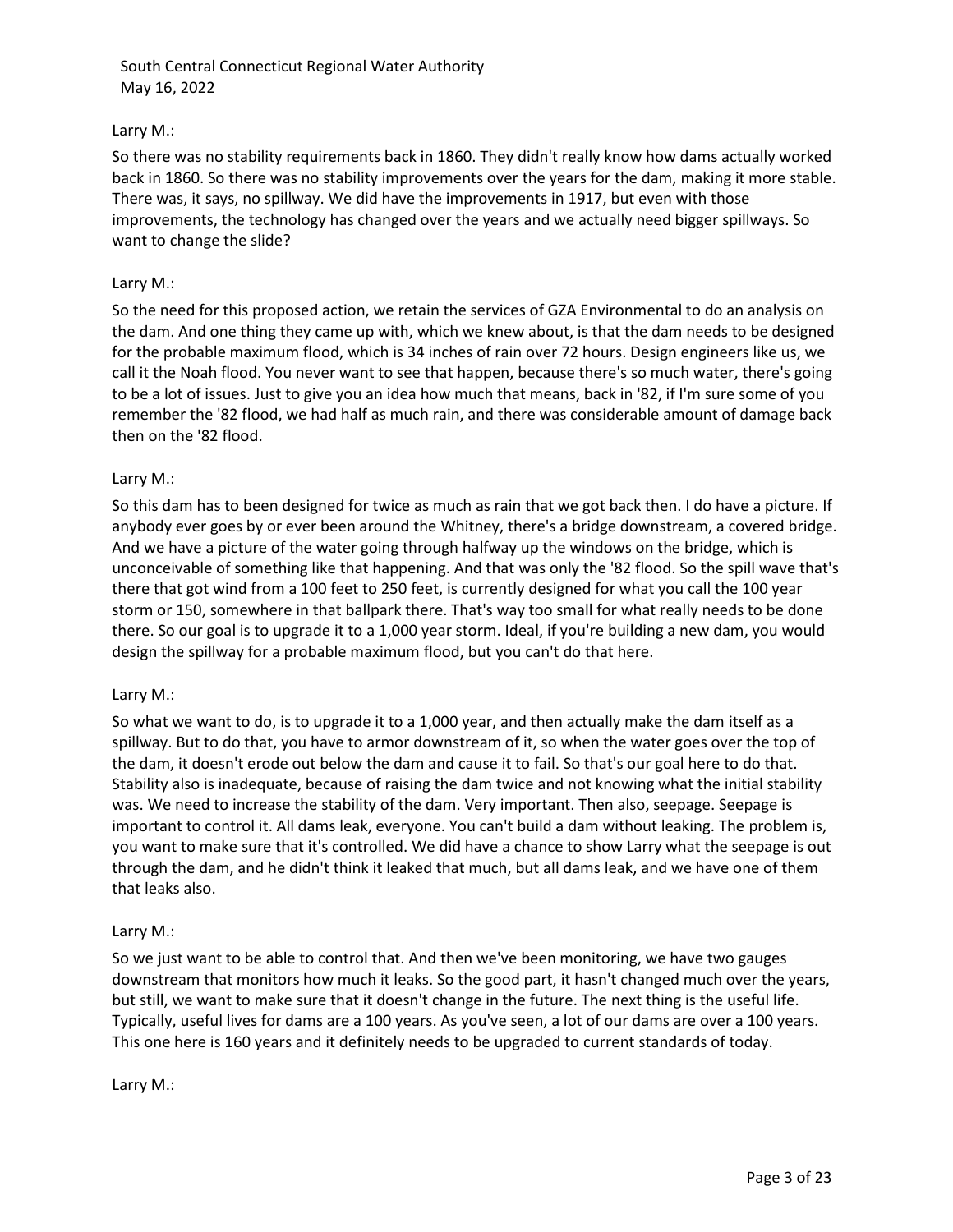Larry M.:

So there was no stability requirements back in 1860. They didn't really know how dams actually worked back in 1860. So there was no stability improvements over the years for the dam, making it more stable. There was, it says, no spillway. We did have the improvements in 1917, but even with those improvements, the technology has changed over the years and we actually need bigger spillways. So want to change the slide?

Larry M.:

So the need for this proposed action, we retain the services of GZA Environmental to do an analysis on the dam. And one thing they came up with, which we knew about, is that the dam needs to be designed for the probable maximum flood, which is 34 inches of rain over 72 hours. Design engineers like us, we call it the Noah flood. You never want to see that happen, because there's so much water, there's going to be a lot of issues. Just to give you an idea how much that means, back in '82, if I'm sure some of you remember the '82 flood, we had half as much rain, and there was considerable amount of damage back then on the '82 flood.

Larry M.:

So this dam has to been designed for twice as much as rain that we got back then. I do have a picture. If anybody ever goes by or ever been around the Whitney, there's a bridge downstream, a covered bridge. And we have a picture of the water going through halfway up the windows on the bridge, which is unconceivable of something like that happening. And that was only the '82 flood. So the spill wave that's there that got wind from a 100 feet to 250 feet, is currently designed for what you call the 100 year storm or 150, somewhere in that ballpark there. That's way too small for what really needs to be done there. So our goal is to upgrade it to a 1,000 year storm. Ideal, if you're building a new dam, you would design the spillway for a probable maximum flood, but you can't do that here.

Larry M.:

So what we want to do, is to upgrade it to a 1,000 year, and then actually make the dam itself as a spillway. But to do that, you have to armor downstream of it, so when the water goes over the top of the dam, it doesn't erode out below the dam and cause it to fail. So that's our goal here to do that. Stability also is inadequate, because of raising the dam twice and not knowing what the initial stability was. We need to increase the stability of the dam. Very important. Then also, seepage. Seepage is important to control it. All dams leak, everyone. You can't build a dam without leaking. The problem is, you want to make sure that it's controlled. We did have a chance to show Larry what the seepage is out through the dam, and he didn't think it leaked that much, but all dams leak, and we have one of them that leaks also.

Larry M.:

So we just want to be able to control that. And then we've been monitoring, we have two gauges downstream that monitors how much it leaks. So the good part, it hasn't changed much over the years, but still, we want to make sure that it doesn't change in the future. The next thing is the useful life. Typically, useful lives for dams are a 100 years. As you've seen, a lot of our dams are over a 100 years. This one here is 160 years and it definitely needs to be upgraded to current standards of today.

Larry M.: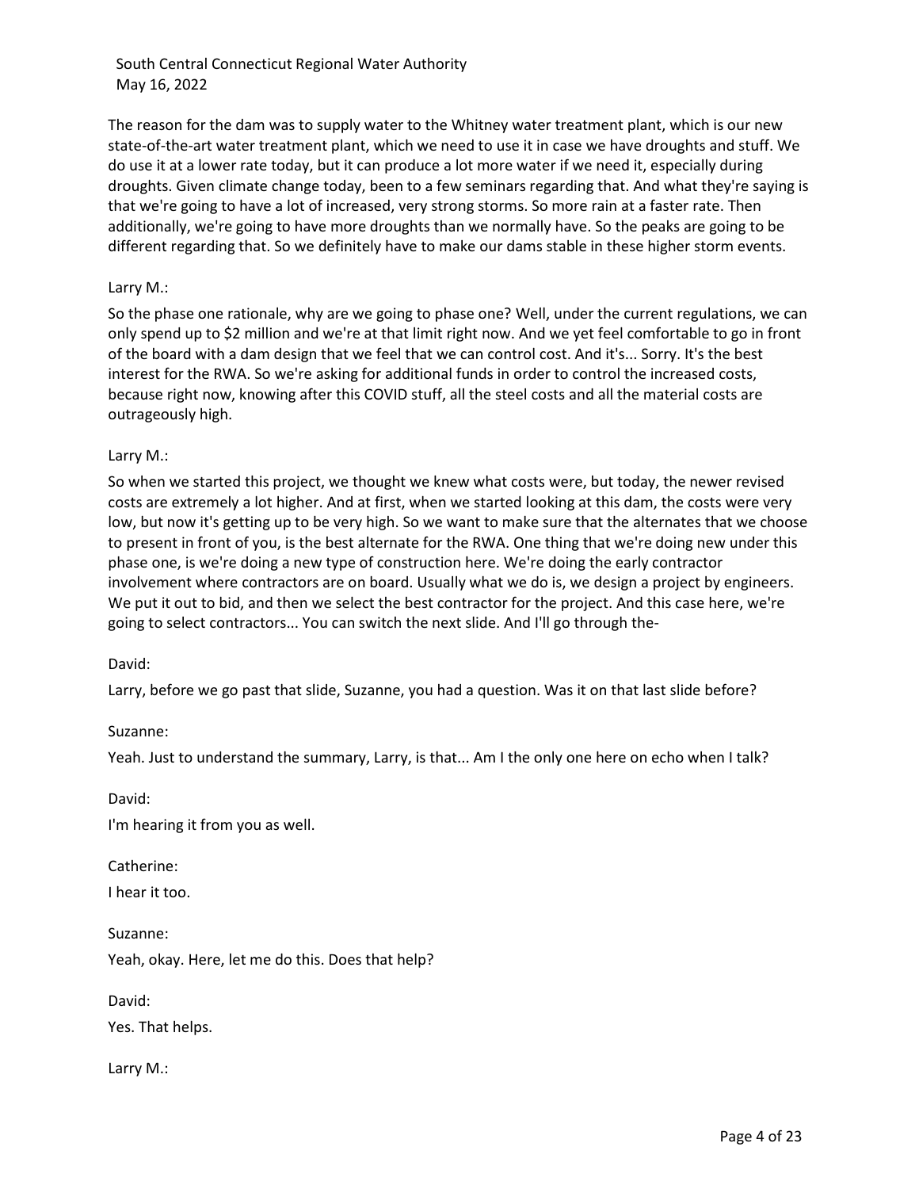The reason for the dam was to supply water to the Whitney water treatment plant, which is our new state-of-the-art water treatment plant, which we need to use it in case we have droughts and stuff. We do use it at a lower rate today, but it can produce a lot more water if we need it, especially during droughts. Given climate change today, been to a few seminars regarding that. And what they're saying is that we're going to have a lot of increased, very strong storms. So more rain at a faster rate. Then additionally, we're going to have more droughts than we normally have. So the peaks are going to be different regarding that. So we definitely have to make our dams stable in these higher storm events.

Larry M.:

So the phase one rationale, why are we going to phase one? Well, under the current regulations, we can only spend up to $2 million and we're at that limit right now. And we yet feel comfortable to go in front of the board with a dam design that we feel that we can control cost. And it's... Sorry. It's the best interest for the RWA. So we're asking for additional funds in order to control the increased costs, because right now, knowing after this COVID stuff, all the steel costs and all the material costs are outrageously high.

Larry M.:

So when we started this project, we thought we knew what costs were, but today, the newer revised costs are extremely a lot higher. And at first, when we started looking at this dam, the costs were very low, but now it's getting up to be very high. So we want to make sure that the alternates that we choose to present in front of you, is the best alternate for the RWA. One thing that we're doing new under this phase one, is we're doing a new type of construction here. We're doing the early contractor involvement where contractors are on board. Usually what we do is, we design a project by engineers. We put it out to bid, and then we select the best contractor for the project. And this case here, we're going to select contractors... You can switch the next slide. And I'll go through the-

David:

Larry, before we go past that slide, Suzanne, you had a question. Was it on that last slide before?

Suzanne:

Yeah. Just to understand the summary, Larry, is that... Am I the only one here on echo when I talk?

David:

I'm hearing it from you as well.

Catherine:

I hear it too.

Suzanne:

Yeah, okay. Here, let me do this. Does that help?

David:

Yes. That helps.

Larry M.: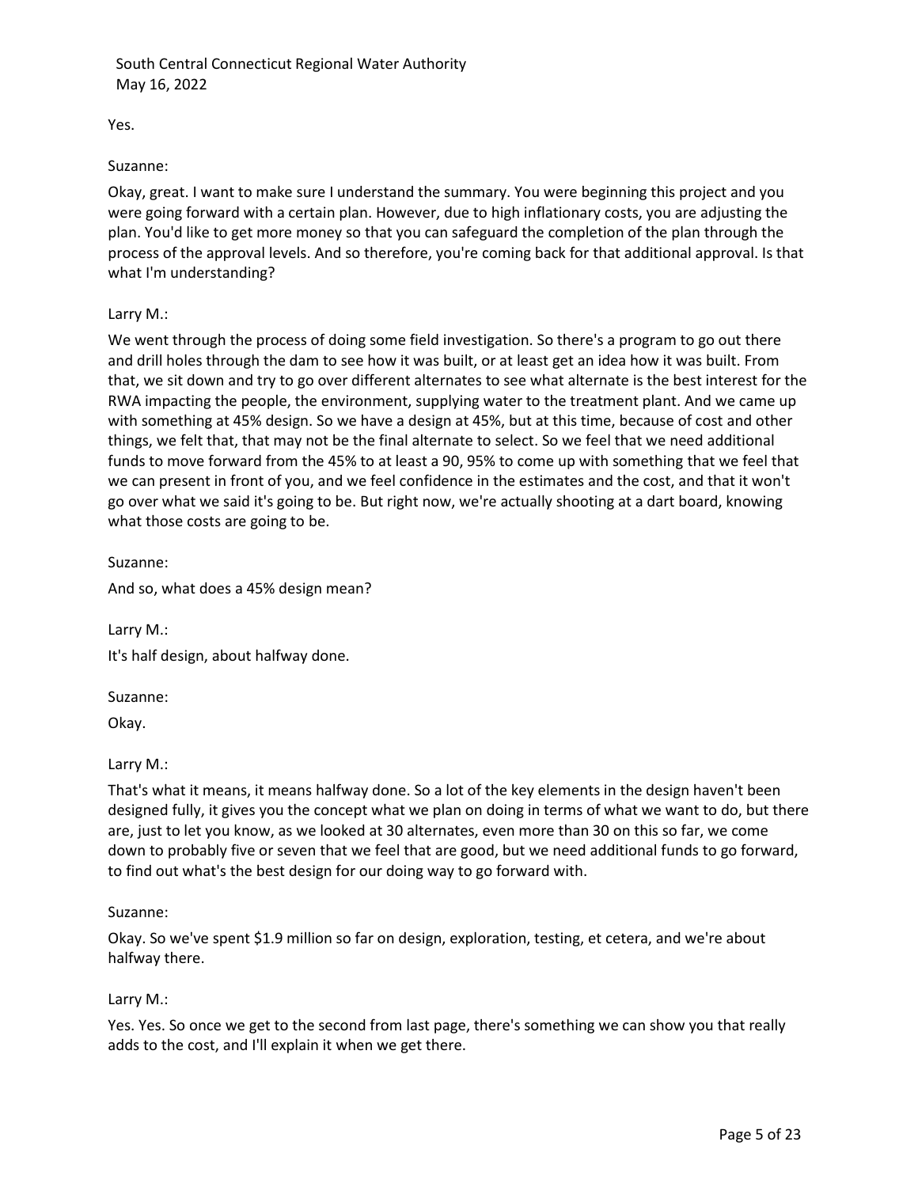Yes.

Suzanne:

Okay, great. I want to make sure I understand the summary. You were beginning this project and you were going forward with a certain plan. However, due to high inflationary costs, you are adjusting the plan. You'd like to get more money so that you can safeguard the completion of the plan through the process of the approval levels. And so therefore, you're coming back for that additional approval. Is that what I'm understanding?

Larry M.:

We went through the process of doing some field investigation. So there's a program to go out there and drill holes through the dam to see how it was built, or at least get an idea how it was built. From that, we sit down and try to go over different alternates to see what alternate is the best interest for the RWA impacting the people, the environment, supplying water to the treatment plant. And we came up with something at 45% design. So we have a design at 45%, but at this time, because of cost and other things, we felt that, that may not be the final alternate to select. So we feel that we need additional funds to move forward from the 45% to at least a 90, 95% to come up with something that we feel that we can present in front of you, and we feel confidence in the estimates and the cost, and that it won't go over what we said it's going to be. But right now, we're actually shooting at a dart board, knowing what those costs are going to be.

Suzanne:

And so, what does a 45% design mean?

Larry M.:

It's half design, about halfway done.

Suzanne:

Okay.

Larry M.:

That's what it means, it means halfway done. So a lot of the key elements in the design haven't been designed fully, it gives you the concept what we plan on doing in terms of what we want to do, but there are, just to let you know, as we looked at 30 alternates, even more than 30 on this so far, we come down to probably five or seven that we feel that are good, but we need additional funds to go forward, to find out what's the best design for our doing way to go forward with.

Suzanne:

Okay. So we've spent $1.9 million so far on design, exploration, testing, et cetera, and we're about halfway there.

Larry M.:

Yes. Yes. So once we get to the second from last page, there's something we can show you that really adds to the cost, and I'll explain it when we get there.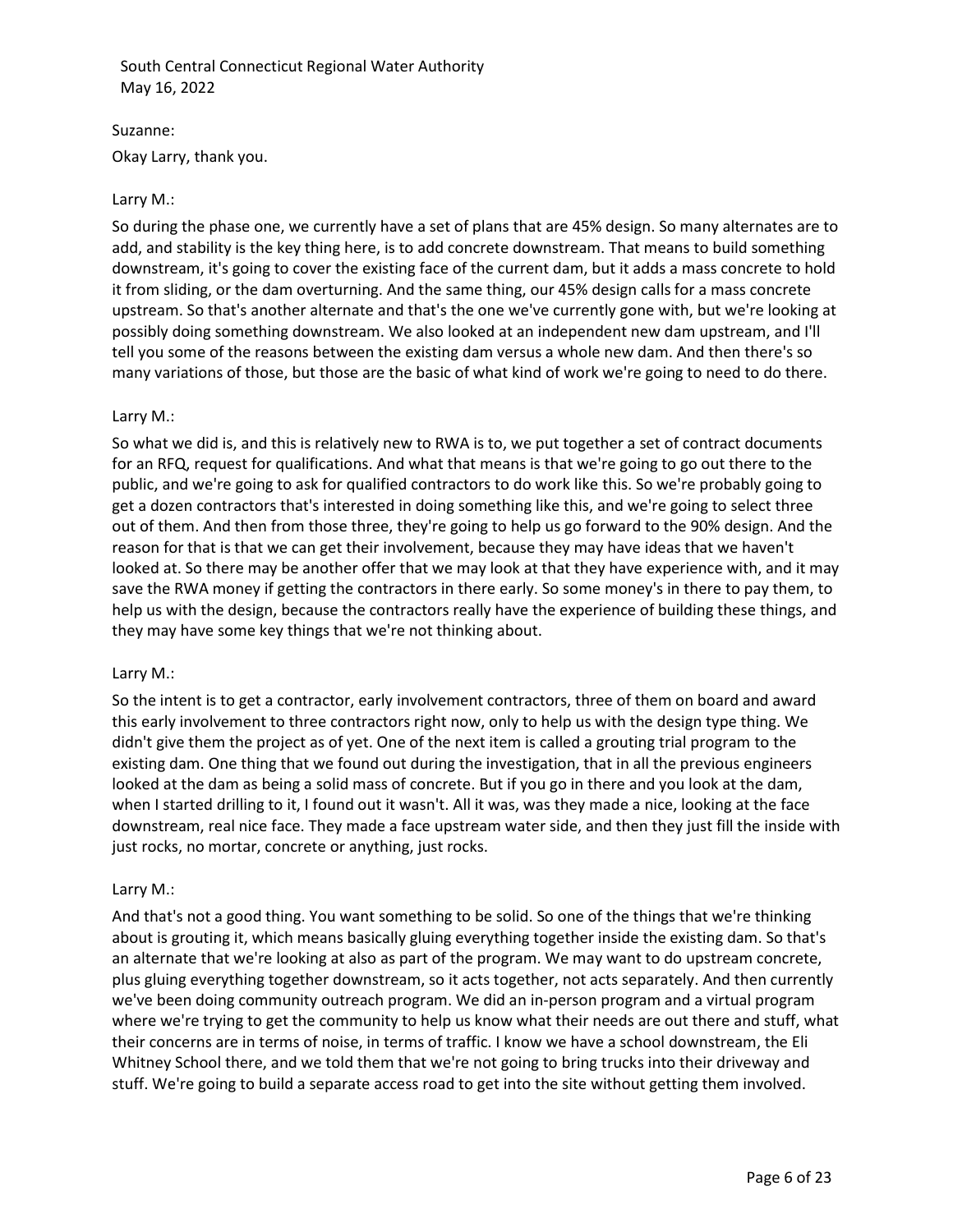Suzanne:

Okay Larry, thank you.

Larry M.:

So during the phase one, we currently have a set of plans that are 45% design. So many alternates are to add, and stability is the key thing here, is to add concrete downstream. That means to build something downstream, it's going to cover the existing face of the current dam, but it adds a mass concrete to hold it from sliding, or the dam overturning. And the same thing, our 45% design calls for a mass concrete upstream. So that's another alternate and that's the one we've currently gone with, but we're looking at possibly doing something downstream. We also looked at an independent new dam upstream, and I'll tell you some of the reasons between the existing dam versus a whole new dam. And then there's so many variations of those, but those are the basic of what kind of work we're going to need to do there.

Larry M.:

So what we did is, and this is relatively new to RWA is to, we put together a set of contract documents for an RFQ, request for qualifications. And what that means is that we're going to go out there to the public, and we're going to ask for qualified contractors to do work like this. So we're probably going to get a dozen contractors that's interested in doing something like this, and we're going to select three out of them. And then from those three, they're going to help us go forward to the 90% design. And the reason for that is that we can get their involvement, because they may have ideas that we haven't looked at. So there may be another offer that we may look at that they have experience with, and it may save the RWA money if getting the contractors in there early. So some money's in there to pay them, to help us with the design, because the contractors really have the experience of building these things, and they may have some key things that we're not thinking about.

Larry M.:

So the intent is to get a contractor, early involvement contractors, three of them on board and award this early involvement to three contractors right now, only to help us with the design type thing. We didn't give them the project as of yet. One of the next item is called a grouting trial program to the existing dam. One thing that we found out during the investigation, that in all the previous engineers looked at the dam as being a solid mass of concrete. But if you go in there and you look at the dam, when I started drilling to it, I found out it wasn't. All it was, was they made a nice, looking at the face downstream, real nice face. They made a face upstream water side, and then they just fill the inside with just rocks, no mortar, concrete or anything, just rocks.

Larry M.:

And that's not a good thing. You want something to be solid. So one of the things that we're thinking about is grouting it, which means basically gluing everything together inside the existing dam. So that's an alternate that we're looking at also as part of the program. We may want to do upstream concrete, plus gluing everything together downstream, so it acts together, not acts separately. And then currently we've been doing community outreach program. We did an in-person program and a virtual program where we're trying to get the community to help us know what their needs are out there and stuff, what their concerns are in terms of noise, in terms of traffic. I know we have a school downstream, the Eli Whitney School there, and we told them that we're not going to bring trucks into their driveway and stuff. We're going to build a separate access road to get into the site without getting them involved.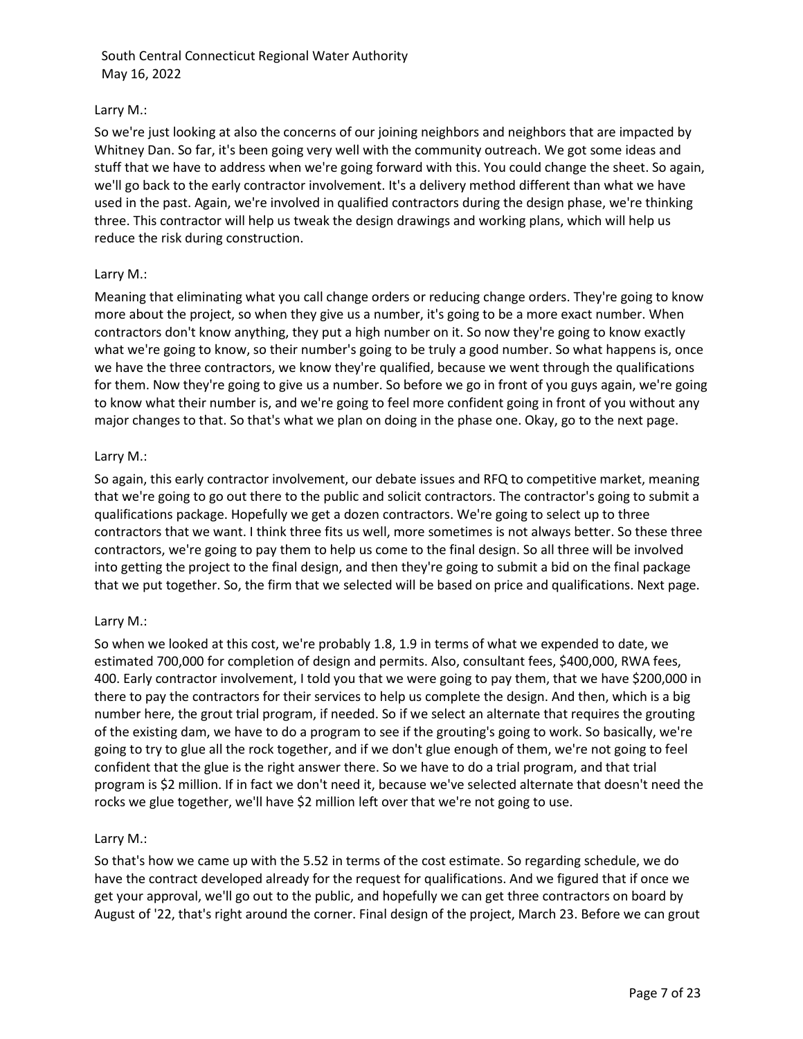Larry M.:

So we're just looking at also the concerns of our joining neighbors and neighbors that are impacted by Whitney Dan. So far, it's been going very well with the community outreach. We got some ideas and stuff that we have to address when we're going forward with this. You could change the sheet. So again, we'll go back to the early contractor involvement. It's a delivery method different than what we have used in the past. Again, we're involved in qualified contractors during the design phase, we're thinking three. This contractor will help us tweak the design drawings and working plans, which will help us reduce the risk during construction.

Larry M.:

Meaning that eliminating what you call change orders or reducing change orders. They're going to know more about the project, so when they give us a number, it's going to be a more exact number. When contractors don't know anything, they put a high number on it. So now they're going to know exactly what we're going to know, so their number's going to be truly a good number. So what happens is, once we have the three contractors, we know they're qualified, because we went through the qualifications for them. Now they're going to give us a number. So before we go in front of you guys again, we're going to know what their number is, and we're going to feel more confident going in front of you without any major changes to that. So that's what we plan on doing in the phase one. Okay, go to the next page.

Larry M.:

So again, this early contractor involvement, our debate issues and RFQ to competitive market, meaning that we're going to go out there to the public and solicit contractors. The contractor's going to submit a qualifications package. Hopefully we get a dozen contractors. We're going to select up to three contractors that we want. I think three fits us well, more sometimes is not always better. So these three contractors, we're going to pay them to help us come to the final design. So all three will be involved into getting the project to the final design, and then they're going to submit a bid on the final package that we put together. So, the firm that we selected will be based on price and qualifications. Next page.

Larry M.:

So when we looked at this cost, we're probably 1.8, 1.9 in terms of what we expended to date, we estimated 700,000 for completion of design and permits. Also, consultant fees, $400,000, RWA fees, 400. Early contractor involvement, I told you that we were going to pay them, that we have $200,000 in there to pay the contractors for their services to help us complete the design. And then, which is a big number here, the grout trial program, if needed. So if we select an alternate that requires the grouting of the existing dam, we have to do a program to see if the grouting's going to work. So basically, we're going to try to glue all the rock together, and if we don't glue enough of them, we're not going to feel confident that the glue is the right answer there. So we have to do a trial program, and that trial program is $2 million. If in fact we don't need it, because we've selected alternate that doesn't need the rocks we glue together, we'll have $2 million left over that we're not going to use.

Larry M.:

So that's how we came up with the 5.52 in terms of the cost estimate. So regarding schedule, we do have the contract developed already for the request for qualifications. And we figured that if once we get your approval, we'll go out to the public, and hopefully we can get three contractors on board by August of '22, that's right around the corner. Final design of the project, March 23. Before we can grout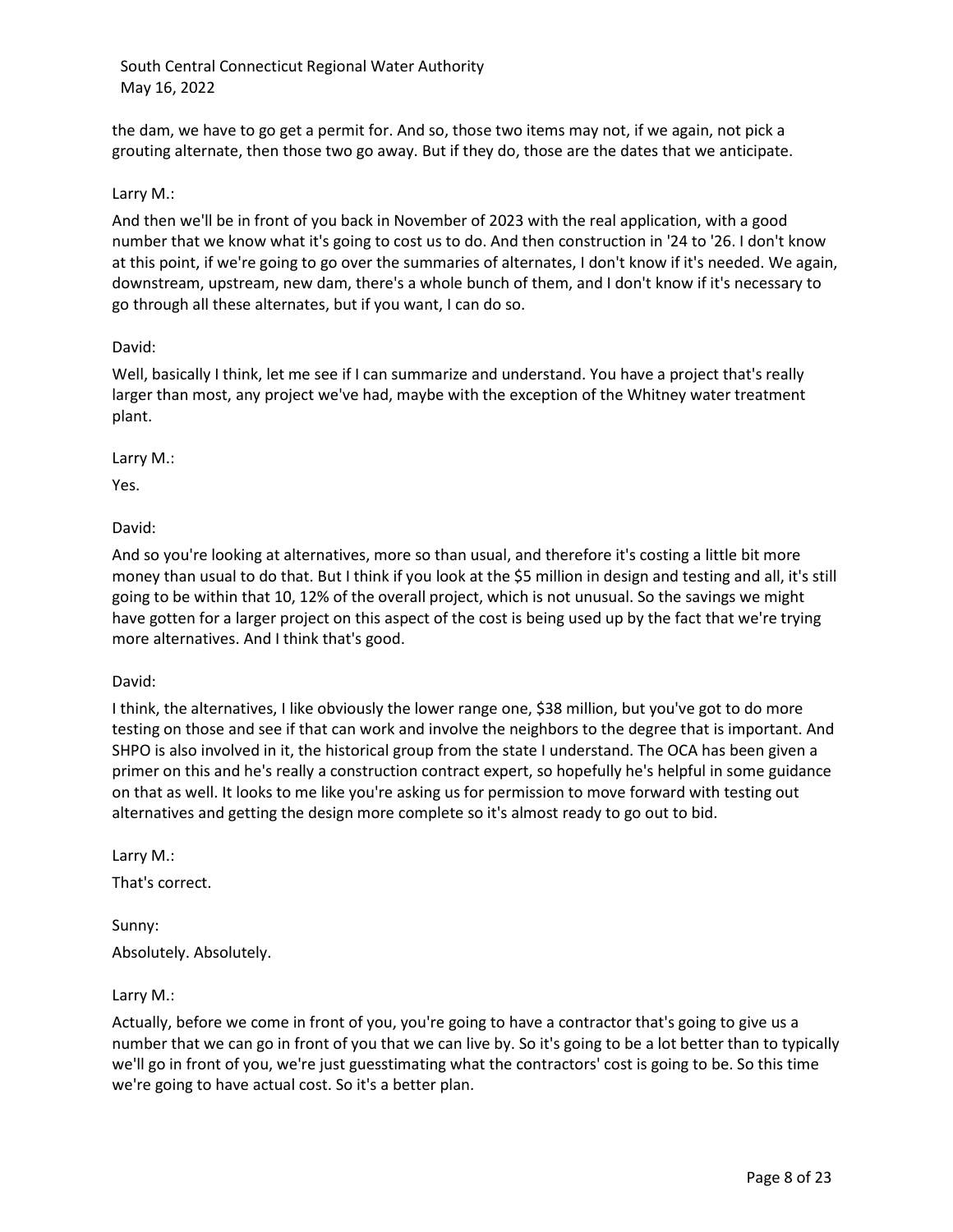the dam, we have to go get a permit for. And so, those two items may not, if we again, not pick a grouting alternate, then those two go away. But if they do, those are the dates that we anticipate.

Larry M.:

And then we'll be in front of you back in November of 2023 with the real application, with a good number that we know what it's going to cost us to do. And then construction in '24 to '26. I don't know at this point, if we're going to go over the summaries of alternates, I don't know if it's needed. We again, downstream, upstream, new dam, there's a whole bunch of them, and I don't know if it's necessary to go through all these alternates, but if you want, I can do so.

David:

Well, basically I think, let me see if I can summarize and understand. You have a project that's really larger than most, any project we've had, maybe with the exception of the Whitney water treatment plant.

Larry M.:

Yes.

David:

And so you're looking at alternatives, more so than usual, and therefore it's costing a little bit more money than usual to do that. But I think if you look at the $5 million in design and testing and all, it's still going to be within that 10, 12% of the overall project, which is not unusual. So the savings we might have gotten for a larger project on this aspect of the cost is being used up by the fact that we're trying more alternatives. And I think that's good.

David:

I think, the alternatives, I like obviously the lower range one, $38 million, but you've got to do more testing on those and see if that can work and involve the neighbors to the degree that is important. And SHPO is also involved in it, the historical group from the state I understand. The OCA has been given a primer on this and he's really a construction contract expert, so hopefully he's helpful in some guidance on that as well. It looks to me like you're asking us for permission to move forward with testing out alternatives and getting the design more complete so it's almost ready to go out to bid.

Larry M.:

That's correct.

Sunny:

Absolutely. Absolutely.

Larry M.:

Actually, before we come in front of you, you're going to have a contractor that's going to give us a number that we can go in front of you that we can live by. So it's going to be a lot better than to typically we'll go in front of you, we're just guesstimating what the contractors' cost is going to be. So this time we're going to have actual cost. So it's a better plan.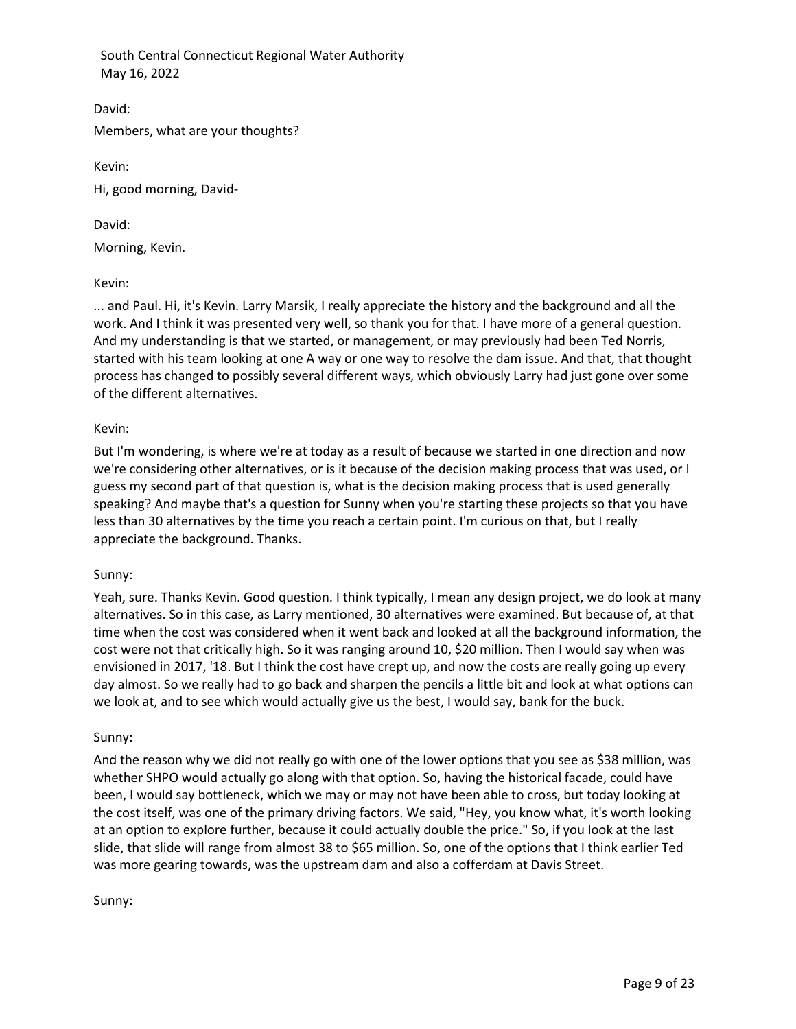David:

Members, what are your thoughts?

Kevin:

Hi, good morning, David-

David:

Morning, Kevin.

Kevin:

... and Paul. Hi, it's Kevin. Larry Marsik, I really appreciate the history and the background and all the work. And I think it was presented very well, so thank you for that. I have more of a general question. And my understanding is that we started, or management, or may previously had been Ted Norris, started with his team looking at one A way or one way to resolve the dam issue. And that, that thought process has changed to possibly several different ways, which obviously Larry had just gone over some of the different alternatives.

Kevin:

But I'm wondering, is where we're at today as a result of because we started in one direction and now we're considering other alternatives, or is it because of the decision making process that was used, or I guess my second part of that question is, what is the decision making process that is used generally speaking? And maybe that's a question for Sunny when you're starting these projects so that you have less than 30 alternatives by the time you reach a certain point. I'm curious on that, but I really appreciate the background. Thanks.

Sunny:

Yeah, sure. Thanks Kevin. Good question. I think typically, I mean any design project, we do look at many alternatives. So in this case, as Larry mentioned, 30 alternatives were examined. But because of, at that time when the cost was considered when it went back and looked at all the background information, the cost were not that critically high. So it was ranging around 10, $20 million. Then I would say when was envisioned in 2017, '18. But I think the cost have crept up, and now the costs are really going up every day almost. So we really had to go back and sharpen the pencils a little bit and look at what options can we look at, and to see which would actually give us the best, I would say, bank for the buck.

Sunny:

And the reason why we did not really go with one of the lower options that you see as $38 million, was whether SHPO would actually go along with that option. So, having the historical facade, could have been, I would say bottleneck, which we may or may not have been able to cross, but today looking at the cost itself, was one of the primary driving factors. We said, "Hey, you know what, it's worth looking at an option to explore further, because it could actually double the price." So, if you look at the last slide, that slide will range from almost 38 to $65 million. So, one of the options that I think earlier Ted was more gearing towards, was the upstream dam and also a cofferdam at Davis Street.

Sunny: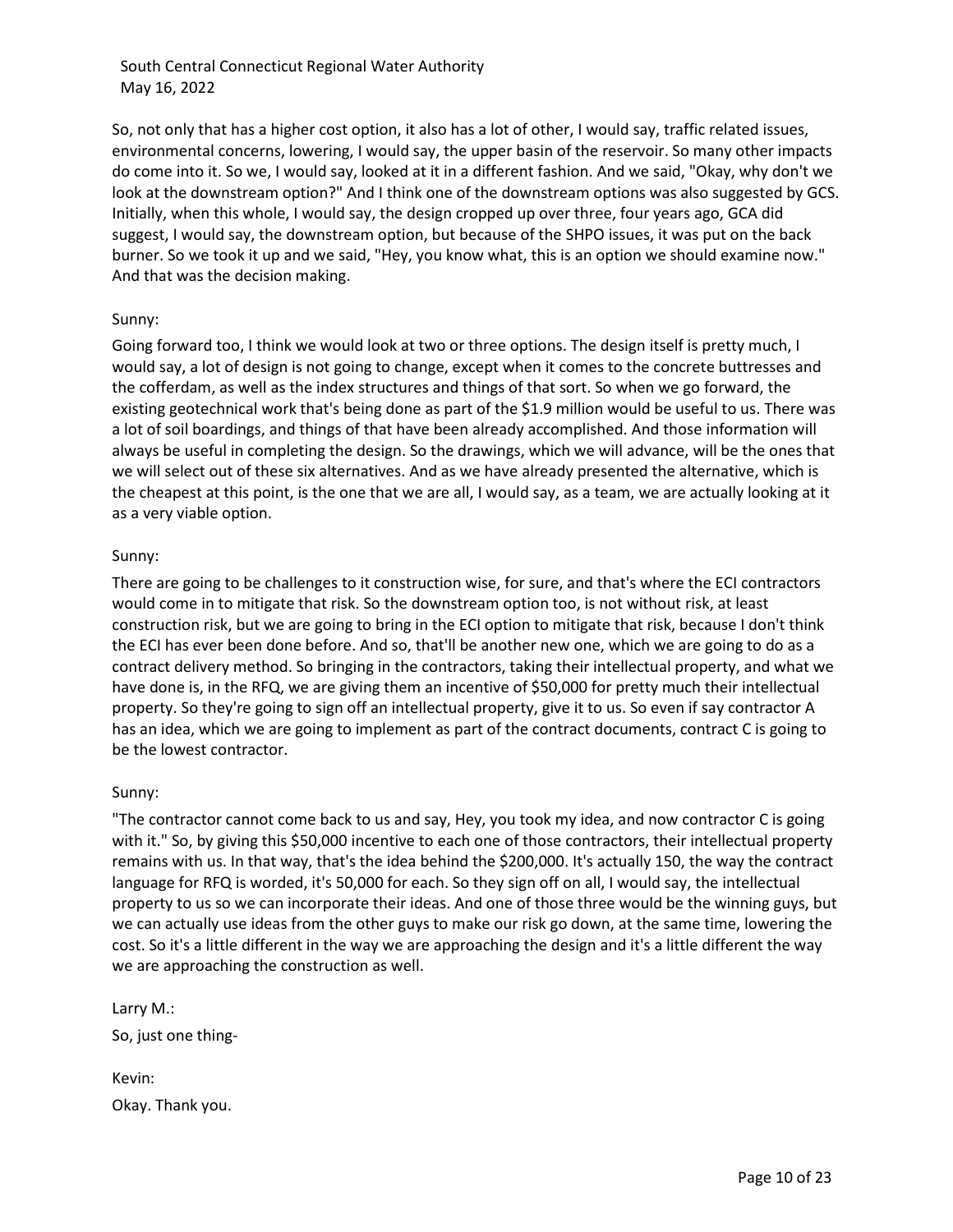So, not only that has a higher cost option, it also has a lot of other, I would say, traffic related issues, environmental concerns, lowering, I would say, the upper basin of the reservoir. So many other impacts do come into it. So we, I would say, looked at it in a different fashion. And we said, "Okay, why don't we look at the downstream option?" And I think one of the downstream options was also suggested by GCS. Initially, when this whole, I would say, the design cropped up over three, four years ago, GCA did suggest, I would say, the downstream option, but because of the SHPO issues, it was put on the back burner. So we took it up and we said, "Hey, you know what, this is an option we should examine now." And that was the decision making.

Sunny:

Going forward too, I think we would look at two or three options. The design itself is pretty much, I would say, a lot of design is not going to change, except when it comes to the concrete buttresses and the cofferdam, as well as the index structures and things of that sort. So when we go forward, the existing geotechnical work that's being done as part of the $1.9 million would be useful to us. There was a lot of soil boardings, and things of that have been already accomplished. And those information will always be useful in completing the design. So the drawings, which we will advance, will be the ones that we will select out of these six alternatives. And as we have already presented the alternative, which is the cheapest at this point, is the one that we are all, I would say, as a team, we are actually looking at it as a very viable option.

Sunny:

There are going to be challenges to it construction wise, for sure, and that's where the ECI contractors would come in to mitigate that risk. So the downstream option too, is not without risk, at least construction risk, but we are going to bring in the ECI option to mitigate that risk, because I don't think the ECI has ever been done before. And so, that'll be another new one, which we are going to do as a contract delivery method. So bringing in the contractors, taking their intellectual property, and what we have done is, in the RFQ, we are giving them an incentive of $50,000 for pretty much their intellectual property. So they're going to sign off an intellectual property, give it to us. So even if say contractor A has an idea, which we are going to implement as part of the contract documents, contract C is going to be the lowest contractor.

Sunny:

"The contractor cannot come back to us and say, Hey, you took my idea, and now contractor C is going with it." So, by giving this $50,000 incentive to each one of those contractors, their intellectual property remains with us. In that way, that's the idea behind the $200,000. It's actually 150, the way the contract language for RFQ is worded, it's 50,000 for each. So they sign off on all, I would say, the intellectual property to us so we can incorporate their ideas. And one of those three would be the winning guys, but we can actually use ideas from the other guys to make our risk go down, at the same time, lowering the cost. So it's a little different in the way we are approaching the design and it's a little different the way we are approaching the construction as well.

Larry M.:

So, just one thing-

Kevin:

Okay. Thank you.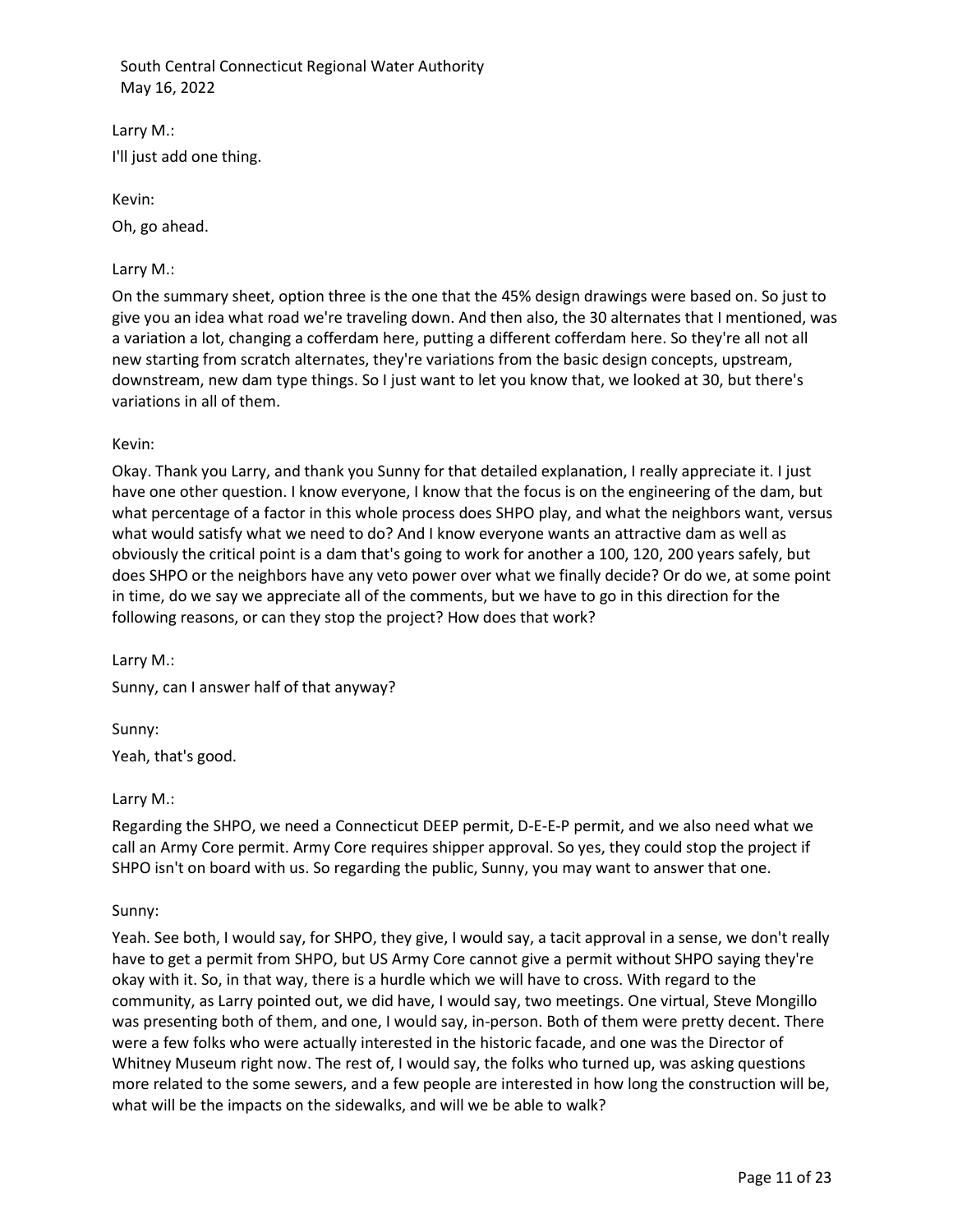Larry M.:

I'll just add one thing.

Kevin:

Oh, go ahead.

Larry M.:

On the summary sheet, option three is the one that the 45% design drawings were based on. So just to give you an idea what road we're traveling down. And then also, the 30 alternates that I mentioned, was a variation a lot, changing a cofferdam here, putting a different cofferdam here. So they're all not all new starting from scratch alternates, they're variations from the basic design concepts, upstream, downstream, new dam type things. So I just want to let you know that, we looked at 30, but there's variations in all of them.

Kevin:

Okay. Thank you Larry, and thank you Sunny for that detailed explanation, I really appreciate it. I just have one other question. I know everyone, I know that the focus is on the engineering of the dam, but what percentage of a factor in this whole process does SHPO play, and what the neighbors want, versus what would satisfy what we need to do? And I know everyone wants an attractive dam as well as obviously the critical point is a dam that's going to work for another a 100, 120, 200 years safely, but does SHPO or the neighbors have any veto power over what we finally decide? Or do we, at some point in time, do we say we appreciate all of the comments, but we have to go in this direction for the following reasons, or can they stop the project? How does that work?

Larry M.:

Sunny, can I answer half of that anyway?

Sunny:

Yeah, that's good.

Larry M.:

Regarding the SHPO, we need a Connecticut DEEP permit, D-E-E-P permit, and we also need what we call an Army Core permit. Army Core requires shipper approval. So yes, they could stop the project if SHPO isn't on board with us. So regarding the public, Sunny, you may want to answer that one.

Sunny:

Yeah. See both, I would say, for SHPO, they give, I would say, a tacit approval in a sense, we don't really have to get a permit from SHPO, but US Army Core cannot give a permit without SHPO saying they're okay with it. So, in that way, there is a hurdle which we will have to cross. With regard to the community, as Larry pointed out, we did have, I would say, two meetings. One virtual, Steve Mongillo was presenting both of them, and one, I would say, in-person. Both of them were pretty decent. There were a few folks who were actually interested in the historic facade, and one was the Director of Whitney Museum right now. The rest of, I would say, the folks who turned up, was asking questions more related to the some sewers, and a few people are interested in how long the construction will be, what will be the impacts on the sidewalks, and will we be able to walk?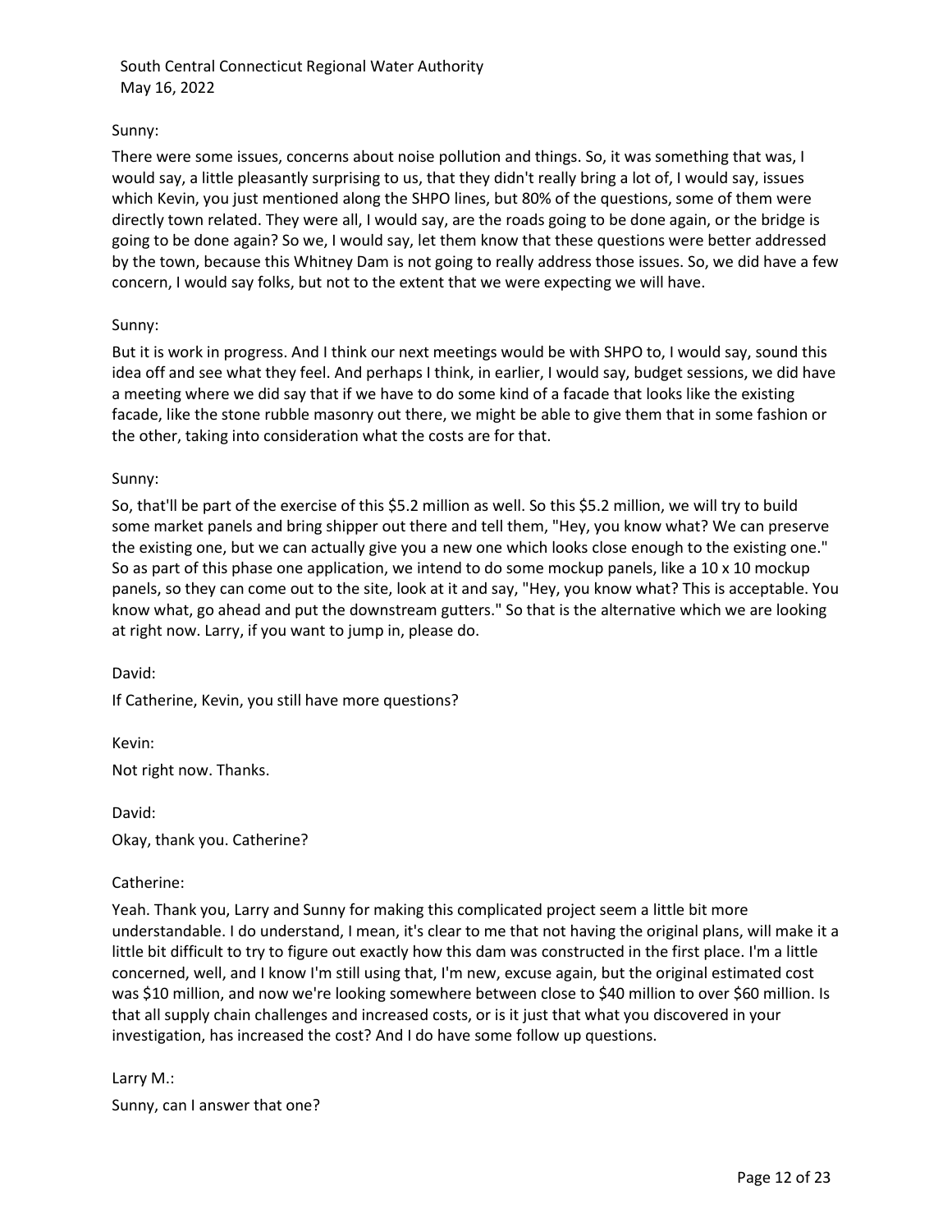Sunny:

There were some issues, concerns about noise pollution and things. So, it was something that was, I would say, a little pleasantly surprising to us, that they didn't really bring a lot of, I would say, issues which Kevin, you just mentioned along the SHPO lines, but 80% of the questions, some of them were directly town related. They were all, I would say, are the roads going to be done again, or the bridge is going to be done again? So we, I would say, let them know that these questions were better addressed by the town, because this Whitney Dam is not going to really address those issues. So, we did have a few concern, I would say folks, but not to the extent that we were expecting we will have.

Sunny:

But it is work in progress. And I think our next meetings would be with SHPO to, I would say, sound this idea off and see what they feel. And perhaps I think, in earlier, I would say, budget sessions, we did have a meeting where we did say that if we have to do some kind of a facade that looks like the existing facade, like the stone rubble masonry out there, we might be able to give them that in some fashion or the other, taking into consideration what the costs are for that.

Sunny:

So, that'll be part of the exercise of this $5.2 million as well. So this $5.2 million, we will try to build some market panels and bring shipper out there and tell them, "Hey, you know what? We can preserve the existing one, but we can actually give you a new one which looks close enough to the existing one." So as part of this phase one application, we intend to do some mockup panels, like a 10 x 10 mockup panels, so they can come out to the site, look at it and say, "Hey, you know what? This is acceptable. You know what, go ahead and put the downstream gutters." So that is the alternative which we are looking at right now. Larry, if you want to jump in, please do.

David:

If Catherine, Kevin, you still have more questions?

Kevin:

Not right now. Thanks.

David:

Okay, thank you. Catherine?

Catherine:

Yeah. Thank you, Larry and Sunny for making this complicated project seem a little bit more understandable. I do understand, I mean, it's clear to me that not having the original plans, will make it a little bit difficult to try to figure out exactly how this dam was constructed in the first place. I'm a little concerned, well, and I know I'm still using that, I'm new, excuse again, but the original estimated cost was $10 million, and now we're looking somewhere between close to $40 million to over $60 million. Is that all supply chain challenges and increased costs, or is it just that what you discovered in your investigation, has increased the cost? And I do have some follow up questions.

Larry M.:

Sunny, can I answer that one?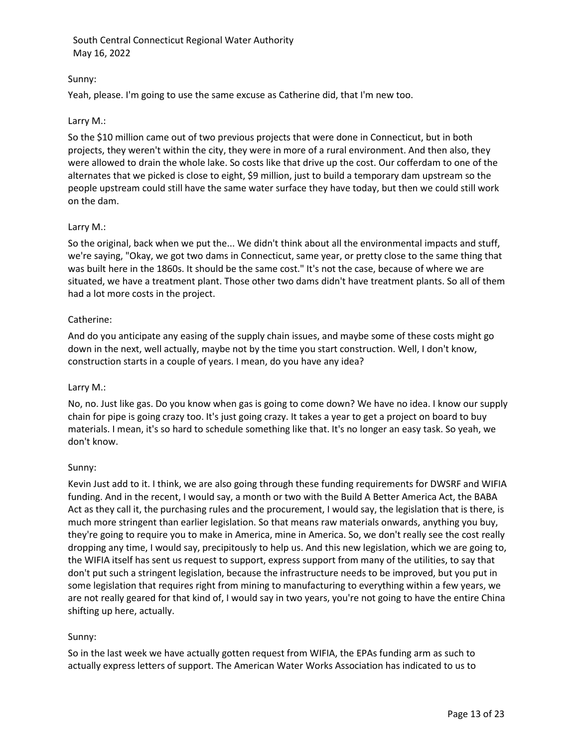Sunny:

Yeah, please. I'm going to use the same excuse as Catherine did, that I'm new too.

Larry M.:

So the $10 million came out of two previous projects that were done in Connecticut, but in both projects, they weren't within the city, they were in more of a rural environment. And then also, they were allowed to drain the whole lake. So costs like that drive up the cost. Our cofferdam to one of the alternates that we picked is close to eight, $9 million, just to build a temporary dam upstream so the people upstream could still have the same water surface they have today, but then we could still work on the dam.

Larry M.:

So the original, back when we put the... We didn't think about all the environmental impacts and stuff, we're saying, "Okay, we got two dams in Connecticut, same year, or pretty close to the same thing that was built here in the 1860s. It should be the same cost." It's not the case, because of where we are situated, we have a treatment plant. Those other two dams didn't have treatment plants. So all of them had a lot more costs in the project.

Catherine:

And do you anticipate any easing of the supply chain issues, and maybe some of these costs might go down in the next, well actually, maybe not by the time you start construction. Well, I don't know, construction starts in a couple of years. I mean, do you have any idea?

Larry M.:

No, no. Just like gas. Do you know when gas is going to come down? We have no idea. I know our supply chain for pipe is going crazy too. It's just going crazy. It takes a year to get a project on board to buy materials. I mean, it's so hard to schedule something like that. It's no longer an easy task. So yeah, we don't know.

Sunny:

Kevin Just add to it. I think, we are also going through these funding requirements for DWSRF and WIFIA funding. And in the recent, I would say, a month or two with the Build A Better America Act, the BABA Act as they call it, the purchasing rules and the procurement, I would say, the legislation that is there, is much more stringent than earlier legislation. So that means raw materials onwards, anything you buy, they're going to require you to make in America, mine in America. So, we don't really see the cost really dropping any time, I would say, precipitously to help us. And this new legislation, which we are going to, the WIFIA itself has sent us request to support, express support from many of the utilities, to say that don't put such a stringent legislation, because the infrastructure needs to be improved, but you put in some legislation that requires right from mining to manufacturing to everything within a few years, we are not really geared for that kind of, I would say in two years, you're not going to have the entire China shifting up here, actually.

Sunny:

So in the last week we have actually gotten request from WIFIA, the EPAs funding arm as such to actually express letters of support. The American Water Works Association has indicated to us to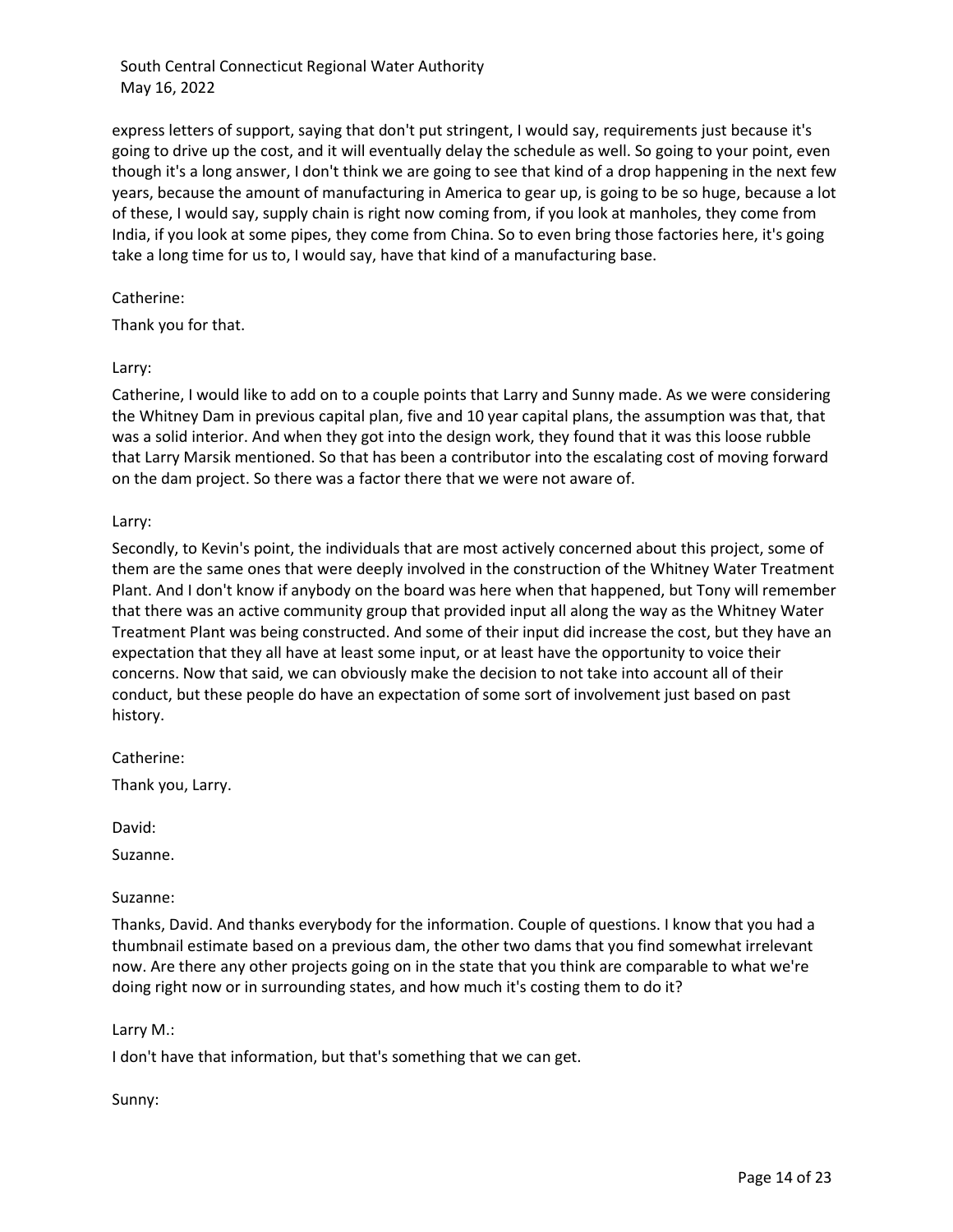express letters of support, saying that don't put stringent, I would say, requirements just because it's going to drive up the cost, and it will eventually delay the schedule as well. So going to your point, even though it's a long answer, I don't think we are going to see that kind of a drop happening in the next few years, because the amount of manufacturing in America to gear up, is going to be so huge, because a lot of these, I would say, supply chain is right now coming from, if you look at manholes, they come from India, if you look at some pipes, they come from China. So to even bring those factories here, it's going take a long time for us to, I would say, have that kind of a manufacturing base.

Catherine:

Thank you for that.

Larry:

Catherine, I would like to add on to a couple points that Larry and Sunny made. As we were considering the Whitney Dam in previous capital plan, five and 10 year capital plans, the assumption was that, that was a solid interior. And when they got into the design work, they found that it was this loose rubble that Larry Marsik mentioned. So that has been a contributor into the escalating cost of moving forward on the dam project. So there was a factor there that we were not aware of.

Larry:

Secondly, to Kevin's point, the individuals that are most actively concerned about this project, some of them are the same ones that were deeply involved in the construction of the Whitney Water Treatment Plant. And I don't know if anybody on the board was here when that happened, but Tony will remember that there was an active community group that provided input all along the way as the Whitney Water Treatment Plant was being constructed. And some of their input did increase the cost, but they have an expectation that they all have at least some input, or at least have the opportunity to voice their concerns. Now that said, we can obviously make the decision to not take into account all of their conduct, but these people do have an expectation of some sort of involvement just based on past history.

Catherine:

Thank you, Larry.

David:

Suzanne.

Suzanne:

Thanks, David. And thanks everybody for the information. Couple of questions. I know that you had a thumbnail estimate based on a previous dam, the other two dams that you find somewhat irrelevant now. Are there any other projects going on in the state that you think are comparable to what we're doing right now or in surrounding states, and how much it's costing them to do it?

Larry M.:

I don't have that information, but that's something that we can get.

Sunny: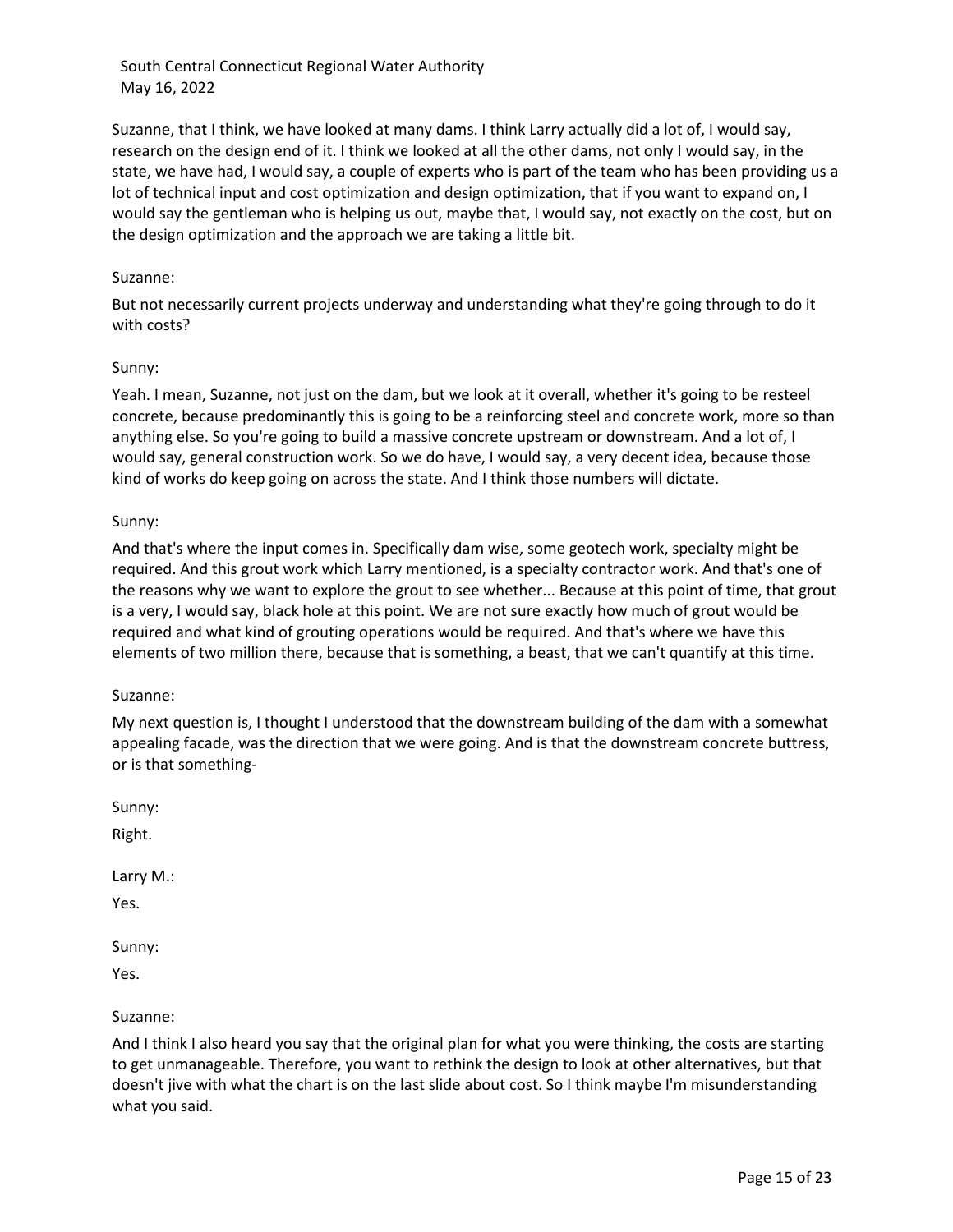Suzanne, that I think, we have looked at many dams. I think Larry actually did a lot of, I would say, research on the design end of it. I think we looked at all the other dams, not only I would say, in the state, we have had, I would say, a couple of experts who is part of the team who has been providing us a lot of technical input and cost optimization and design optimization, that if you want to expand on, I would say the gentleman who is helping us out, maybe that, I would say, not exactly on the cost, but on the design optimization and the approach we are taking a little bit.

Suzanne:

But not necessarily current projects underway and understanding what they're going through to do it with costs?

Sunny:

Yeah. I mean, Suzanne, not just on the dam, but we look at it overall, whether it's going to be resteel concrete, because predominantly this is going to be a reinforcing steel and concrete work, more so than anything else. So you're going to build a massive concrete upstream or downstream. And a lot of, I would say, general construction work. So we do have, I would say, a very decent idea, because those kind of works do keep going on across the state. And I think those numbers will dictate.

Sunny:

And that's where the input comes in. Specifically dam wise, some geotech work, specialty might be required. And this grout work which Larry mentioned, is a specialty contractor work. And that's one of the reasons why we want to explore the grout to see whether... Because at this point of time, that grout is a very, I would say, black hole at this point. We are not sure exactly how much of grout would be required and what kind of grouting operations would be required. And that's where we have this elements of two million there, because that is something, a beast, that we can't quantify at this time.

Suzanne:

My next question is, I thought I understood that the downstream building of the dam with a somewhat appealing facade, was the direction that we were going. And is that the downstream concrete buttress, or is that something-

Sunny:

Right.

Larry M.:

Yes.

Sunny:

Yes.

Suzanne:

And I think I also heard you say that the original plan for what you were thinking, the costs are starting to get unmanageable. Therefore, you want to rethink the design to look at other alternatives, but that doesn't jive with what the chart is on the last slide about cost. So I think maybe I'm misunderstanding what you said.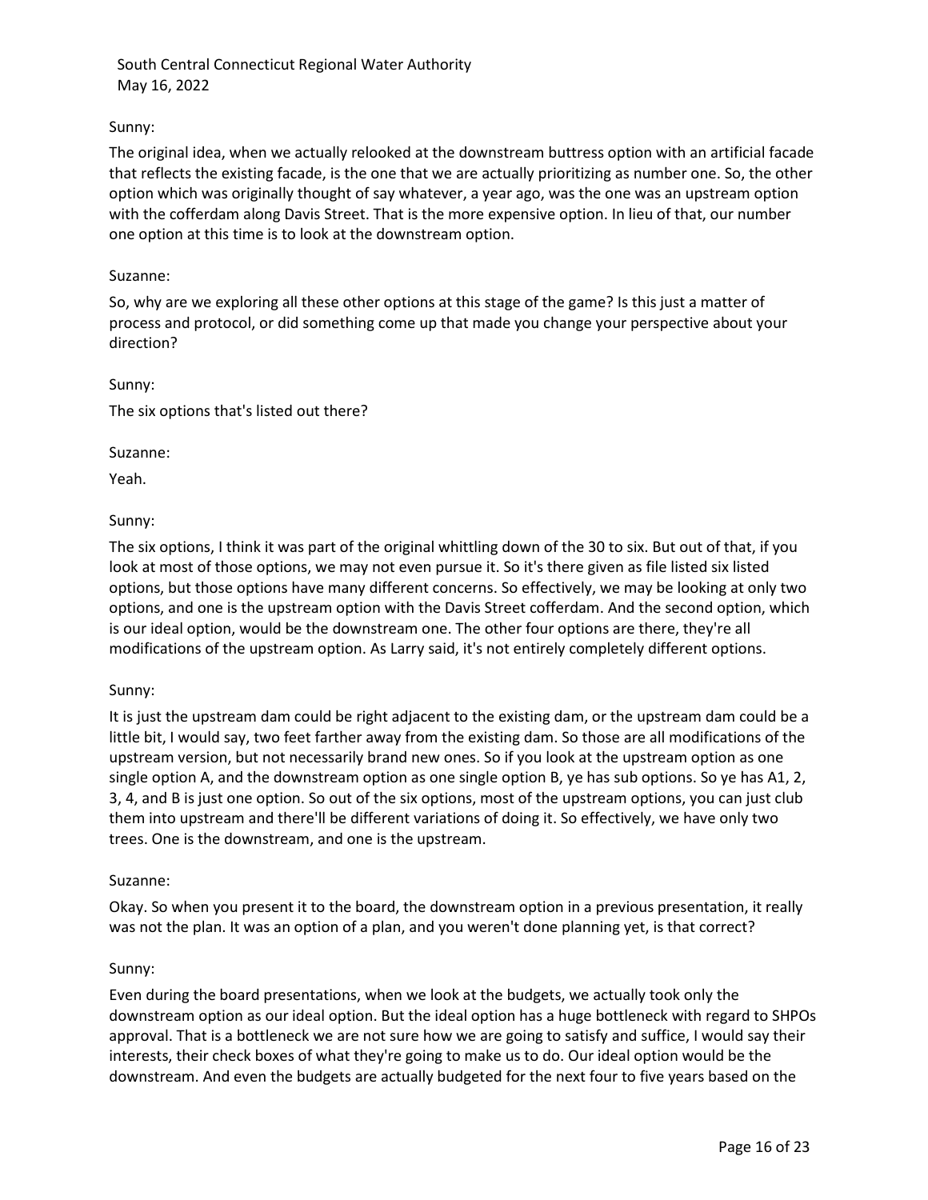Sunny:

The original idea, when we actually relooked at the downstream buttress option with an artificial facade that reflects the existing facade, is the one that we are actually prioritizing as number one. So, the other option which was originally thought of say whatever, a year ago, was the one was an upstream option with the cofferdam along Davis Street. That is the more expensive option. In lieu of that, our number one option at this time is to look at the downstream option.

Suzanne:

So, why are we exploring all these other options at this stage of the game? Is this just a matter of process and protocol, or did something come up that made you change your perspective about your direction?

Sunny:

The six options that's listed out there?

Suzanne:

Yeah.

Sunny:

The six options, I think it was part of the original whittling down of the 30 to six. But out of that, if you look at most of those options, we may not even pursue it. So it's there given as file listed six listed options, but those options have many different concerns. So effectively, we may be looking at only two options, and one is the upstream option with the Davis Street cofferdam. And the second option, which is our ideal option, would be the downstream one. The other four options are there, they're all modifications of the upstream option. As Larry said, it's not entirely completely different options.

Sunny:

It is just the upstream dam could be right adjacent to the existing dam, or the upstream dam could be a little bit, I would say, two feet farther away from the existing dam. So those are all modifications of the upstream version, but not necessarily brand new ones. So if you look at the upstream option as one single option A, and the downstream option as one single option B, ye has sub options. So ye has A1, 2, 3, 4, and B is just one option. So out of the six options, most of the upstream options, you can just club them into upstream and there'll be different variations of doing it. So effectively, we have only two trees. One is the downstream, and one is the upstream.

Suzanne:

Okay. So when you present it to the board, the downstream option in a previous presentation, it really was not the plan. It was an option of a plan, and you weren't done planning yet, is that correct?

Sunny:

Even during the board presentations, when we look at the budgets, we actually took only the downstream option as our ideal option. But the ideal option has a huge bottleneck with regard to SHPOs approval. That is a bottleneck we are not sure how we are going to satisfy and suffice, I would say their interests, their check boxes of what they're going to make us to do. Our ideal option would be the downstream. And even the budgets are actually budgeted for the next four to five years based on the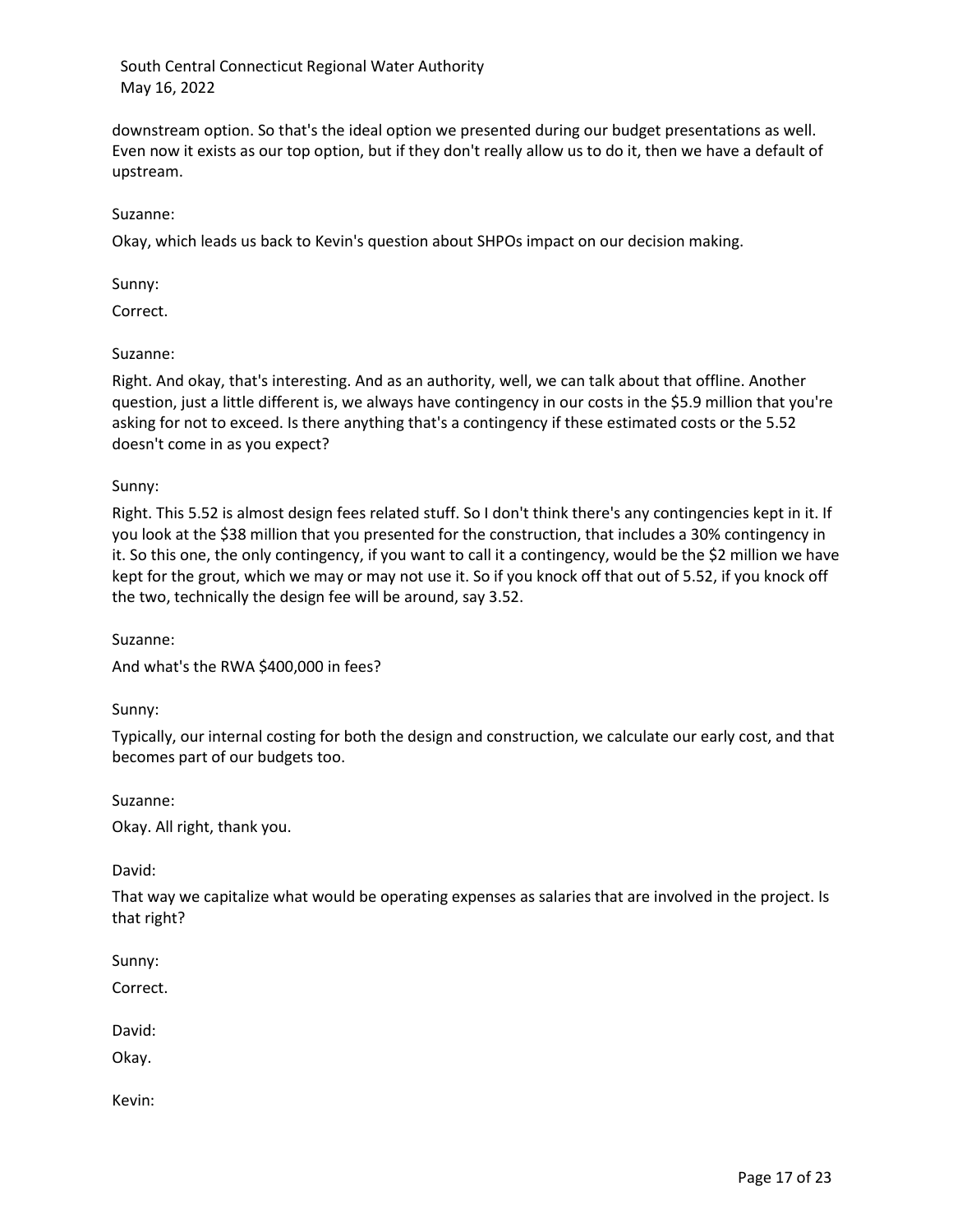downstream option. So that's the ideal option we presented during our budget presentations as well. Even now it exists as our top option, but if they don't really allow us to do it, then we have a default of upstream.

Suzanne:

Okay, which leads us back to Kevin's question about SHPOs impact on our decision making.

Sunny:

Correct.

Suzanne:

Right. And okay, that's interesting. And as an authority, well, we can talk about that offline. Another question, just a little different is, we always have contingency in our costs in the $5.9 million that you're asking for not to exceed. Is there anything that's a contingency if these estimated costs or the 5.52 doesn't come in as you expect?

Sunny:

Right. This 5.52 is almost design fees related stuff. So I don't think there's any contingencies kept in it. If you look at the $38 million that you presented for the construction, that includes a 30% contingency in it. So this one, the only contingency, if you want to call it a contingency, would be the $2 million we have kept for the grout, which we may or may not use it. So if you knock off that out of 5.52, if you knock off the two, technically the design fee will be around, say 3.52.

Suzanne:

And what's the RWA $400,000 in fees?

Sunny:

Typically, our internal costing for both the design and construction, we calculate our early cost, and that becomes part of our budgets too.

Suzanne:

Okay. All right, thank you.

David:

That way we capitalize what would be operating expenses as salaries that are involved in the project. Is that right?

Sunny:

Correct.

David:

Okay.

Kevin: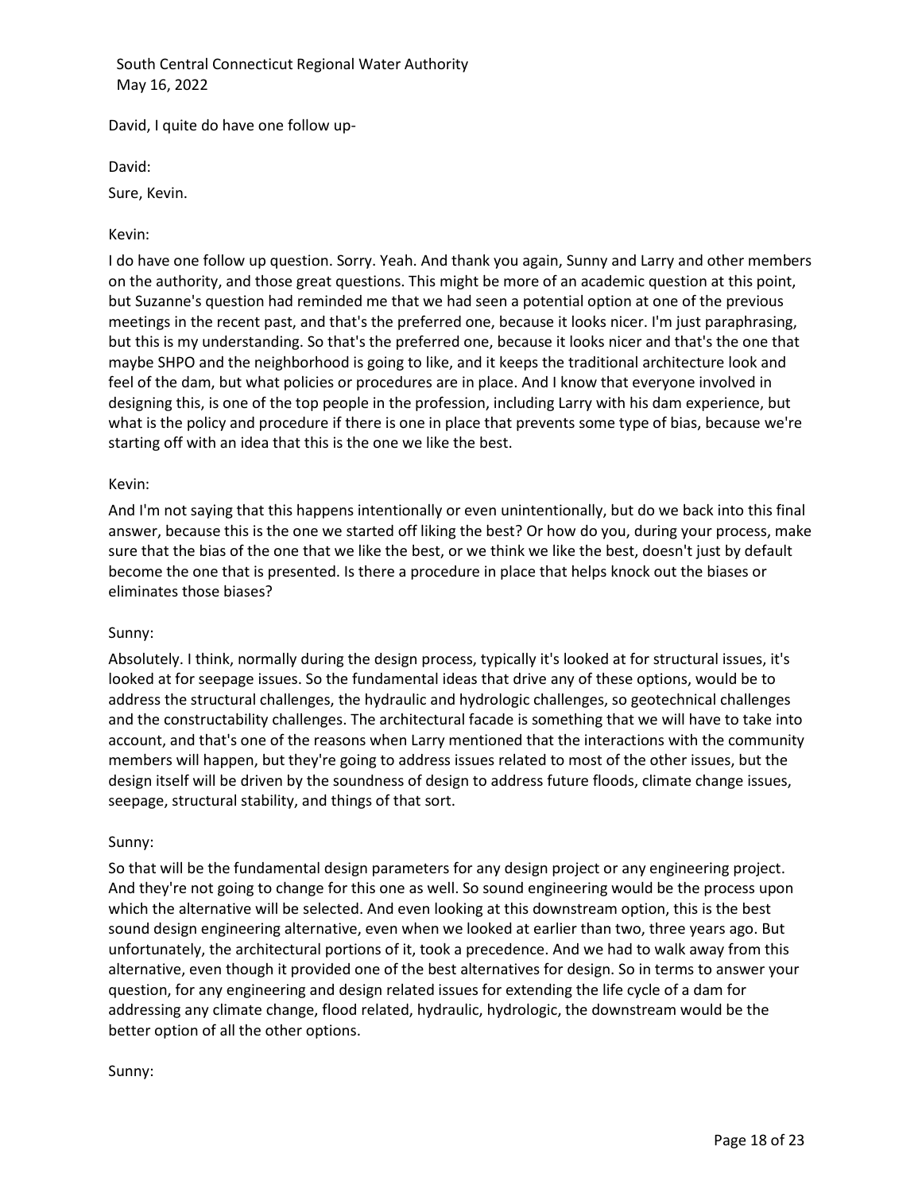David, I quite do have one follow up-

David:

Sure, Kevin.

Kevin:

I do have one follow up question. Sorry. Yeah. And thank you again, Sunny and Larry and other members on the authority, and those great questions. This might be more of an academic question at this point, but Suzanne's question had reminded me that we had seen a potential option at one of the previous meetings in the recent past, and that's the preferred one, because it looks nicer. I'm just paraphrasing, but this is my understanding. So that's the preferred one, because it looks nicer and that's the one that maybe SHPO and the neighborhood is going to like, and it keeps the traditional architecture look and feel of the dam, but what policies or procedures are in place. And I know that everyone involved in designing this, is one of the top people in the profession, including Larry with his dam experience, but what is the policy and procedure if there is one in place that prevents some type of bias, because we're starting off with an idea that this is the one we like the best.

Kevin:

And I'm not saying that this happens intentionally or even unintentionally, but do we back into this final answer, because this is the one we started off liking the best? Or how do you, during your process, make sure that the bias of the one that we like the best, or we think we like the best, doesn't just by default become the one that is presented. Is there a procedure in place that helps knock out the biases or eliminates those biases?

Sunny:

Absolutely. I think, normally during the design process, typically it's looked at for structural issues, it's looked at for seepage issues. So the fundamental ideas that drive any of these options, would be to address the structural challenges, the hydraulic and hydrologic challenges, so geotechnical challenges and the constructability challenges. The architectural facade is something that we will have to take into account, and that's one of the reasons when Larry mentioned that the interactions with the community members will happen, but they're going to address issues related to most of the other issues, but the design itself will be driven by the soundness of design to address future floods, climate change issues, seepage, structural stability, and things of that sort.

Sunny:

So that will be the fundamental design parameters for any design project or any engineering project. And they're not going to change for this one as well. So sound engineering would be the process upon which the alternative will be selected. And even looking at this downstream option, this is the best sound design engineering alternative, even when we looked at earlier than two, three years ago. But unfortunately, the architectural portions of it, took a precedence. And we had to walk away from this alternative, even though it provided one of the best alternatives for design. So in terms to answer your question, for any engineering and design related issues for extending the life cycle of a dam for addressing any climate change, flood related, hydraulic, hydrologic, the downstream would be the better option of all the other options.

Sunny: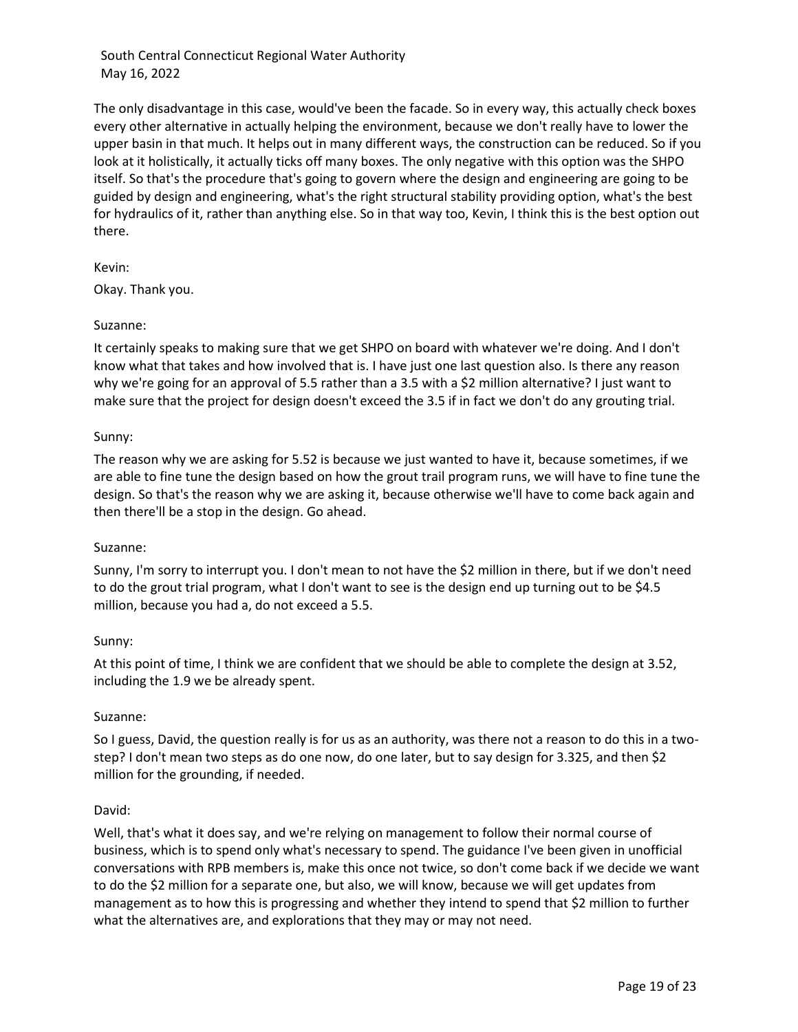The only disadvantage in this case, would've been the facade. So in every way, this actually check boxes every other alternative in actually helping the environment, because we don't really have to lower the upper basin in that much. It helps out in many different ways, the construction can be reduced. So if you look at it holistically, it actually ticks off many boxes. The only negative with this option was the SHPO itself. So that's the procedure that's going to govern where the design and engineering are going to be guided by design and engineering, what's the right structural stability providing option, what's the best for hydraulics of it, rather than anything else. So in that way too, Kevin, I think this is the best option out there.

Kevin:

Okay. Thank you.

Suzanne:

It certainly speaks to making sure that we get SHPO on board with whatever we're doing. And I don't know what that takes and how involved that is. I have just one last question also. Is there any reason why we're going for an approval of 5.5 rather than a 3.5 with a $2 million alternative? I just want to make sure that the project for design doesn't exceed the 3.5 if in fact we don't do any grouting trial.

Sunny:

The reason why we are asking for 5.52 is because we just wanted to have it, because sometimes, if we are able to fine tune the design based on how the grout trail program runs, we will have to fine tune the design. So that's the reason why we are asking it, because otherwise we'll have to come back again and then there'll be a stop in the design. Go ahead.

Suzanne:

Sunny, I'm sorry to interrupt you. I don't mean to not have the $2 million in there, but if we don't need to do the grout trial program, what I don't want to see is the design end up turning out to be $4.5 million, because you had a, do not exceed a 5.5.

Sunny:

At this point of time, I think we are confident that we should be able to complete the design at 3.52, including the 1.9 we be already spent.

Suzanne:

So I guess, David, the question really is for us as an authority, was there not a reason to do this in a two-step? I don't mean two steps as do one now, do one later, but to say design for 3.325, and then $2 million for the grounding, if needed.

David:

Well, that's what it does say, and we're relying on management to follow their normal course of business, which is to spend only what's necessary to spend. The guidance I've been given in unofficial conversations with RPB members is, make this once not twice, so don't come back if we decide we want to do the $2 million for a separate one, but also, we will know, because we will get updates from management as to how this is progressing and whether they intend to spend that $2 million to further what the alternatives are, and explorations that they may or may not need.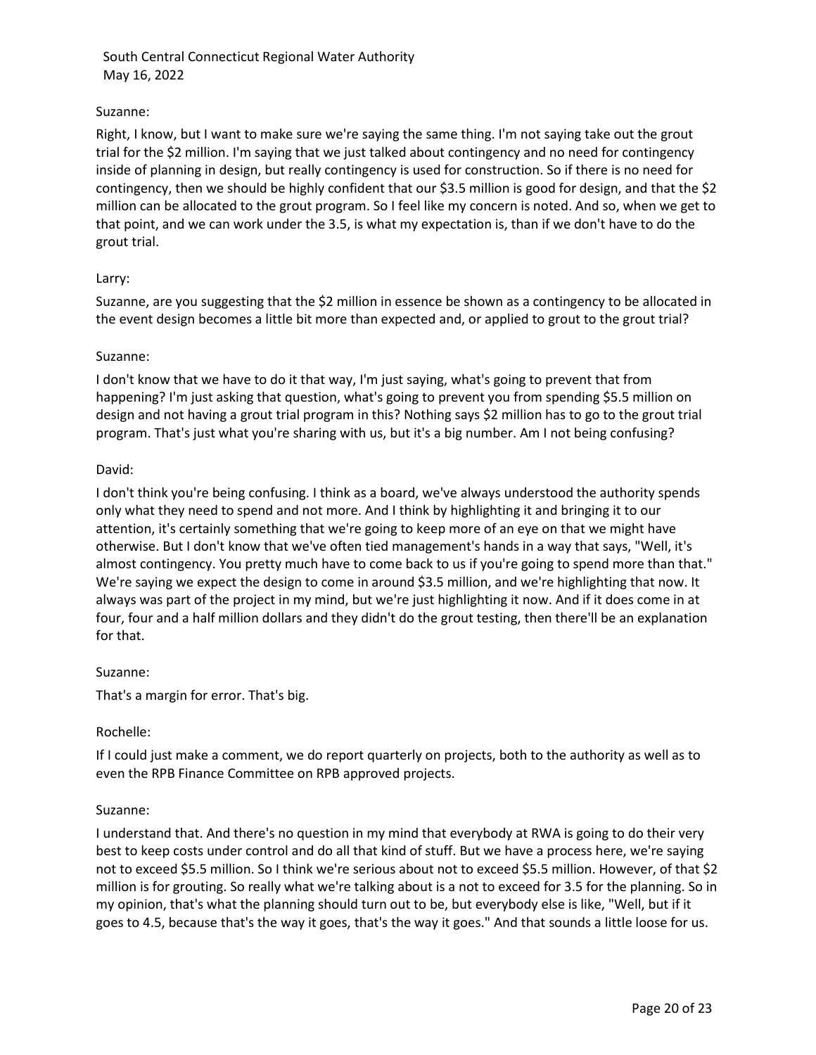Suzanne:

Right, I know, but I want to make sure we're saying the same thing. I'm not saying take out the grout trial for the $2 million. I'm saying that we just talked about contingency and no need for contingency inside of planning in design, but really contingency is used for construction. So if there is no need for contingency, then we should be highly confident that our $3.5 million is good for design, and that the $2 million can be allocated to the grout program. So I feel like my concern is noted. And so, when we get to that point, and we can work under the 3.5, is what my expectation is, than if we don't have to do the grout trial.

Larry:

Suzanne, are you suggesting that the $2 million in essence be shown as a contingency to be allocated in the event design becomes a little bit more than expected and, or applied to grout to the grout trial?

Suzanne:

I don't know that we have to do it that way, I'm just saying, what's going to prevent that from happening? I'm just asking that question, what's going to prevent you from spending $5.5 million on design and not having a grout trial program in this? Nothing says $2 million has to go to the grout trial program. That's just what you're sharing with us, but it's a big number. Am I not being confusing?

David:

I don't think you're being confusing. I think as a board, we've always understood the authority spends only what they need to spend and not more. And I think by highlighting it and bringing it to our attention, it's certainly something that we're going to keep more of an eye on that we might have otherwise. But I don't know that we've often tied management's hands in a way that says, "Well, it's almost contingency. You pretty much have to come back to us if you're going to spend more than that." We're saying we expect the design to come in around $3.5 million, and we're highlighting that now. It always was part of the project in my mind, but we're just highlighting it now. And if it does come in at four, four and a half million dollars and they didn't do the grout testing, then there'll be an explanation for that.

Suzanne:

That's a margin for error. That's big.

Rochelle:

If I could just make a comment, we do report quarterly on projects, both to the authority as well as to even the RPB Finance Committee on RPB approved projects.

Suzanne:

I understand that. And there's no question in my mind that everybody at RWA is going to do their very best to keep costs under control and do all that kind of stuff. But we have a process here, we're saying not to exceed $5.5 million. So I think we're serious about not to exceed $5.5 million. However, of that $2 million is for grouting. So really what we're talking about is a not to exceed for 3.5 for the planning. So in my opinion, that's what the planning should turn out to be, but everybody else is like, "Well, but if it goes to 4.5, because that's the way it goes, that's the way it goes." And that sounds a little loose for us.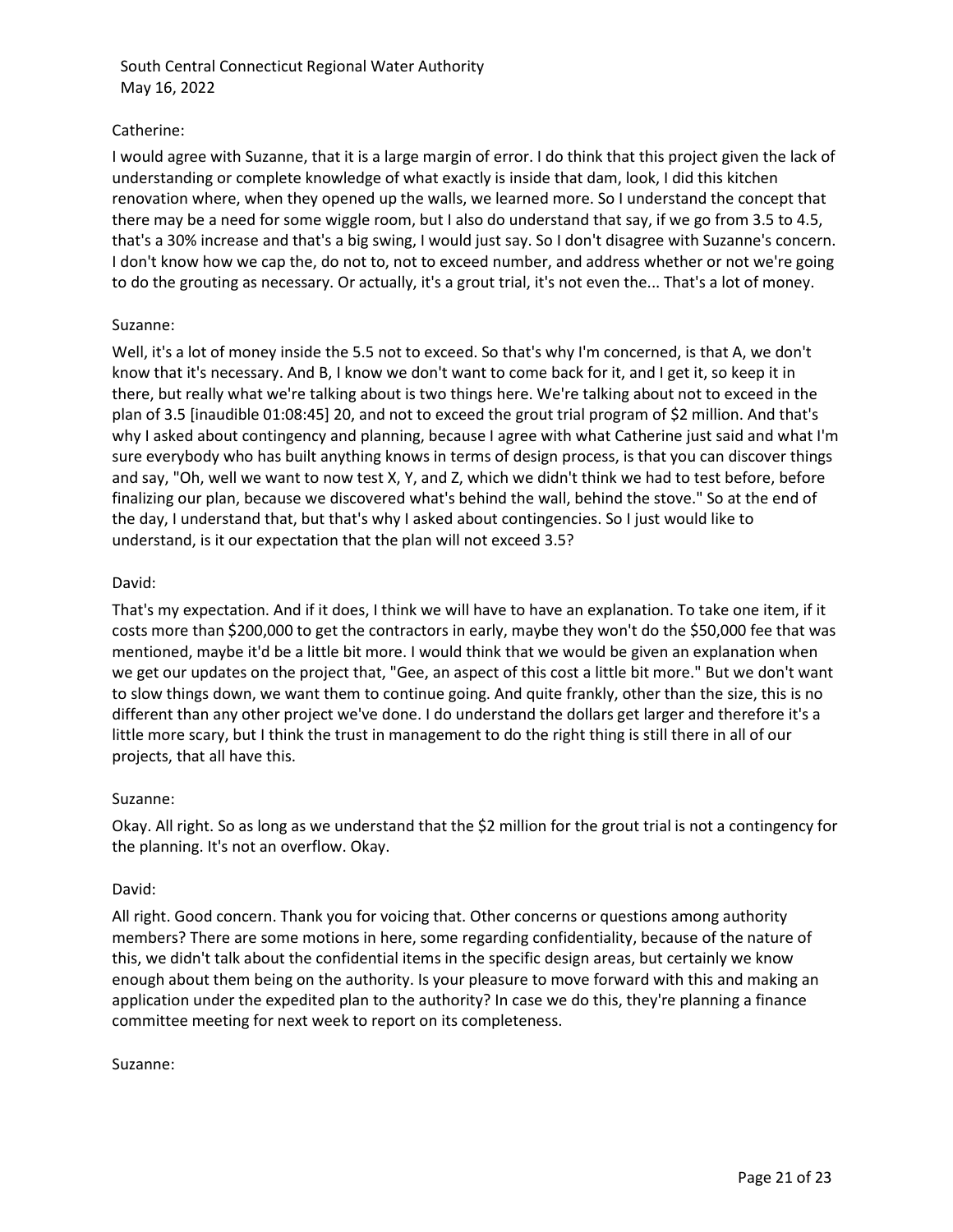Catherine:

I would agree with Suzanne, that it is a large margin of error. I do think that this project given the lack of understanding or complete knowledge of what exactly is inside that dam, look, I did this kitchen renovation where, when they opened up the walls, we learned more. So I understand the concept that there may be a need for some wiggle room, but I also do understand that say, if we go from 3.5 to 4.5, that's a 30% increase and that's a big swing, I would just say. So I don't disagree with Suzanne's concern. I don't know how we cap the, do not to, not to exceed number, and address whether or not we're going to do the grouting as necessary. Or actually, it's a grout trial, it's not even the... That's a lot of money.

Suzanne:

Well, it's a lot of money inside the 5.5 not to exceed. So that's why I'm concerned, is that A, we don't know that it's necessary. And B, I know we don't want to come back for it, and I get it, so keep it in there, but really what we're talking about is two things here. We're talking about not to exceed in the plan of 3.5 [inaudible 01:08:45] 20, and not to exceed the grout trial program of $2 million. And that's why I asked about contingency and planning, because I agree with what Catherine just said and what I'm sure everybody who has built anything knows in terms of design process, is that you can discover things and say, "Oh, well we want to now test X, Y, and Z, which we didn't think we had to test before, before finalizing our plan, because we discovered what's behind the wall, behind the stove." So at the end of the day, I understand that, but that's why I asked about contingencies. So I just would like to understand, is it our expectation that the plan will not exceed 3.5?

David:

That's my expectation. And if it does, I think we will have to have an explanation. To take one item, if it costs more than $200,000 to get the contractors in early, maybe they won't do the $50,000 fee that was mentioned, maybe it'd be a little bit more. I would think that we would be given an explanation when we get our updates on the project that, "Gee, an aspect of this cost a little bit more." But we don't want to slow things down, we want them to continue going. And quite frankly, other than the size, this is no different than any other project we've done. I do understand the dollars get larger and therefore it's a little more scary, but I think the trust in management to do the right thing is still there in all of our projects, that all have this.

Suzanne:

Okay. All right. So as long as we understand that the $2 million for the grout trial is not a contingency for the planning. It's not an overflow. Okay.

David:

All right. Good concern. Thank you for voicing that. Other concerns or questions among authority members? There are some motions in here, some regarding confidentiality, because of the nature of this, we didn't talk about the confidential items in the specific design areas, but certainly we know enough about them being on the authority. Is your pleasure to move forward with this and making an application under the expedited plan to the authority? In case we do this, they're planning a finance committee meeting for next week to report on its completeness.

Suzanne: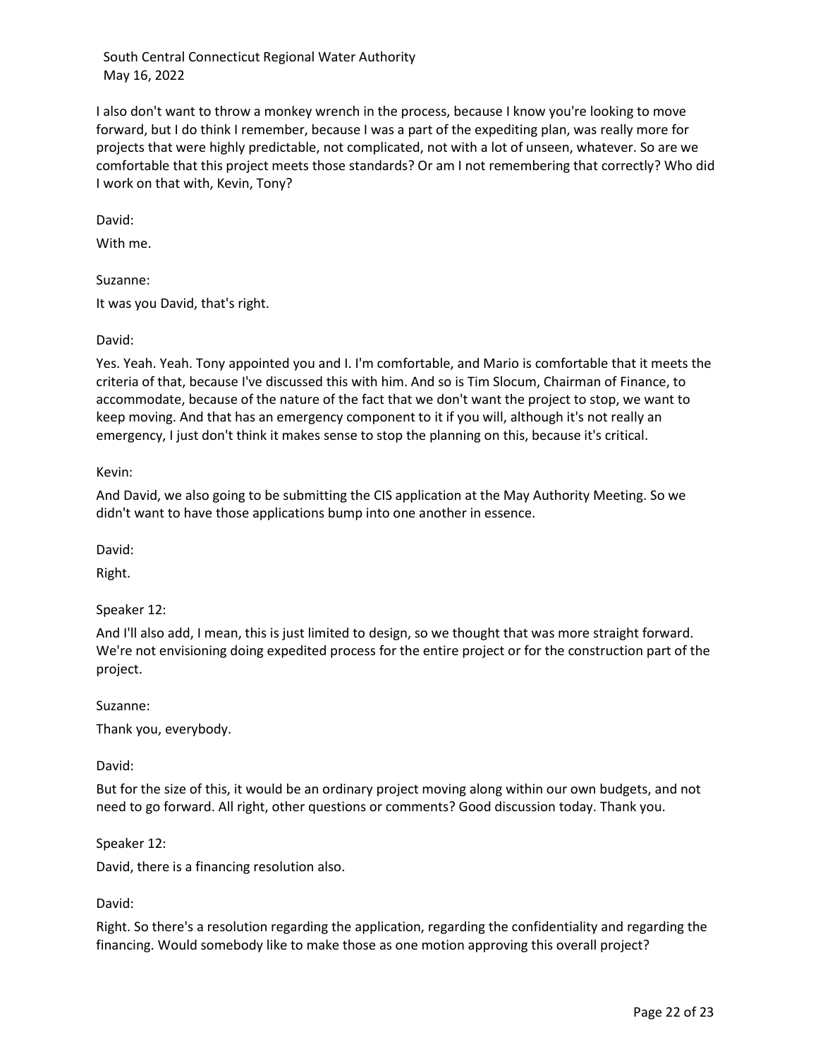I also don't want to throw a monkey wrench in the process, because I know you're looking to move forward, but I do think I remember, because I was a part of the expediting plan, was really more for projects that were highly predictable, not complicated, not with a lot of unseen, whatever. So are we comfortable that this project meets those standards? Or am I not remembering that correctly? Who did I work on that with, Kevin, Tony?

David:

With me.

Suzanne:

It was you David, that's right.

David:

Yes. Yeah. Yeah. Tony appointed you and I. I'm comfortable, and Mario is comfortable that it meets the criteria of that, because I've discussed this with him. And so is Tim Slocum, Chairman of Finance, to accommodate, because of the nature of the fact that we don't want the project to stop, we want to keep moving. And that has an emergency component to it if you will, although it's not really an emergency, I just don't think it makes sense to stop the planning on this, because it's critical.

Kevin:

And David, we also going to be submitting the CIS application at the May Authority Meeting. So we didn't want to have those applications bump into one another in essence.

David:

Right.

Speaker 12:

And I'll also add, I mean, this is just limited to design, so we thought that was more straight forward. We're not envisioning doing expedited process for the entire project or for the construction part of the project.

Suzanne:

Thank you, everybody.

David:

But for the size of this, it would be an ordinary project moving along within our own budgets, and not need to go forward. All right, other questions or comments? Good discussion today. Thank you.

Speaker 12:

David, there is a financing resolution also.

David:

Right. So there's a resolution regarding the application, regarding the confidentiality and regarding the financing. Would somebody like to make those as one motion approving this overall project?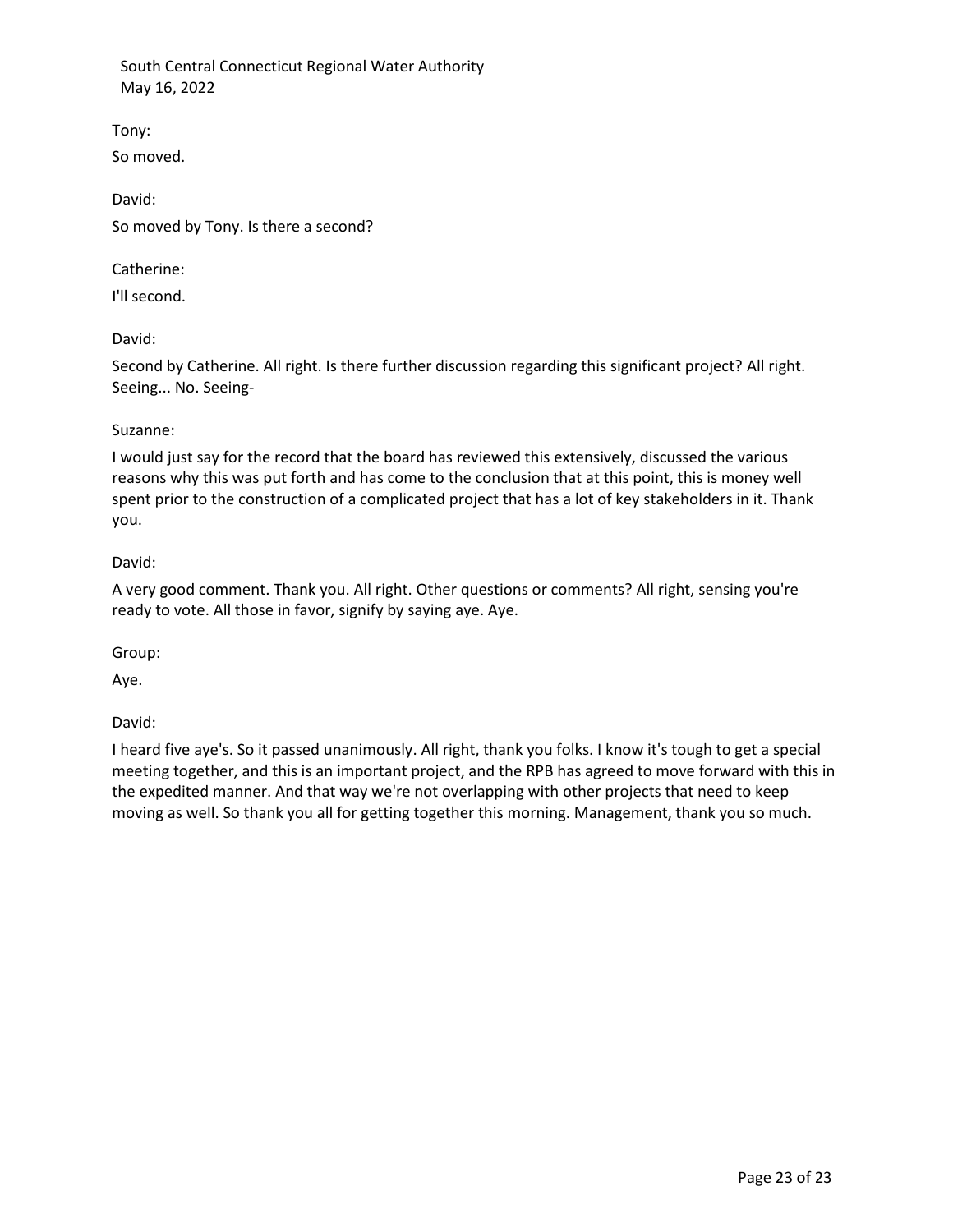Tony:

So moved.

David:

So moved by Tony. Is there a second?

Catherine:

I'll second.

David:

Second by Catherine. All right. Is there further discussion regarding this significant project? All right. Seeing... No. Seeing-

Suzanne:

I would just say for the record that the board has reviewed this extensively, discussed the various reasons why this was put forth and has come to the conclusion that at this point, this is money well spent prior to the construction of a complicated project that has a lot of key stakeholders in it. Thank you.

David:

A very good comment. Thank you. All right. Other questions or comments? All right, sensing you're ready to vote. All those in favor, signify by saying aye. Aye.

Group:

Aye.

David:

I heard five aye's. So it passed unanimously. All right, thank you folks. I know it's tough to get a special meeting together, and this is an important project, and the RPB has agreed to move forward with this in the expedited manner. And that way we're not overlapping with other projects that need to keep moving as well. So thank you all for getting together this morning. Management, thank you so much.